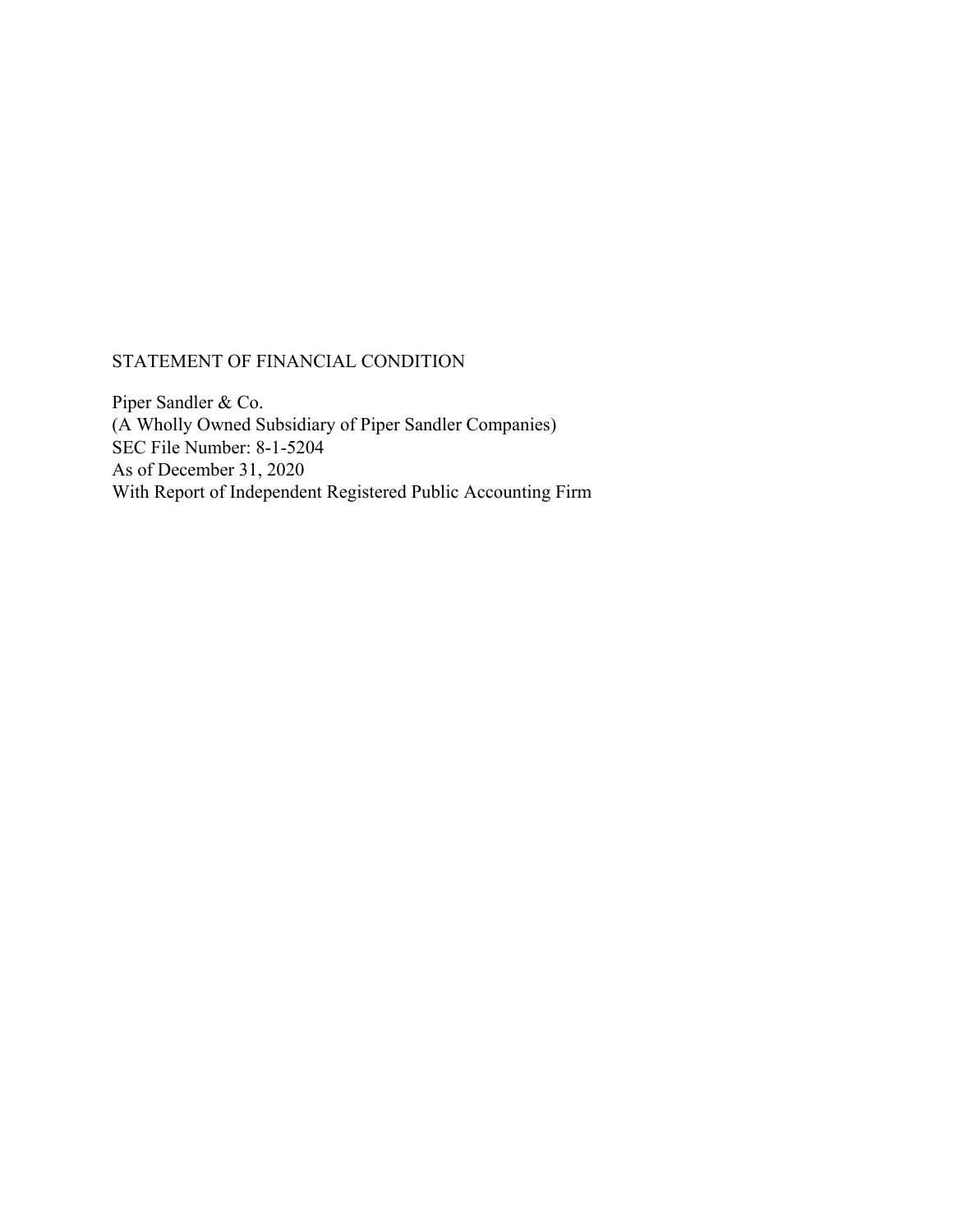# STATEMENT OF FINANCIAL CONDITION

Piper Sandler & Co.
(A Wholly Owned Subsidiary of Piper Sandler Companies)
SEC File Number: 8-1-5204
As of December 31, 2020
With Report of Independent Registered Public Accounting Firm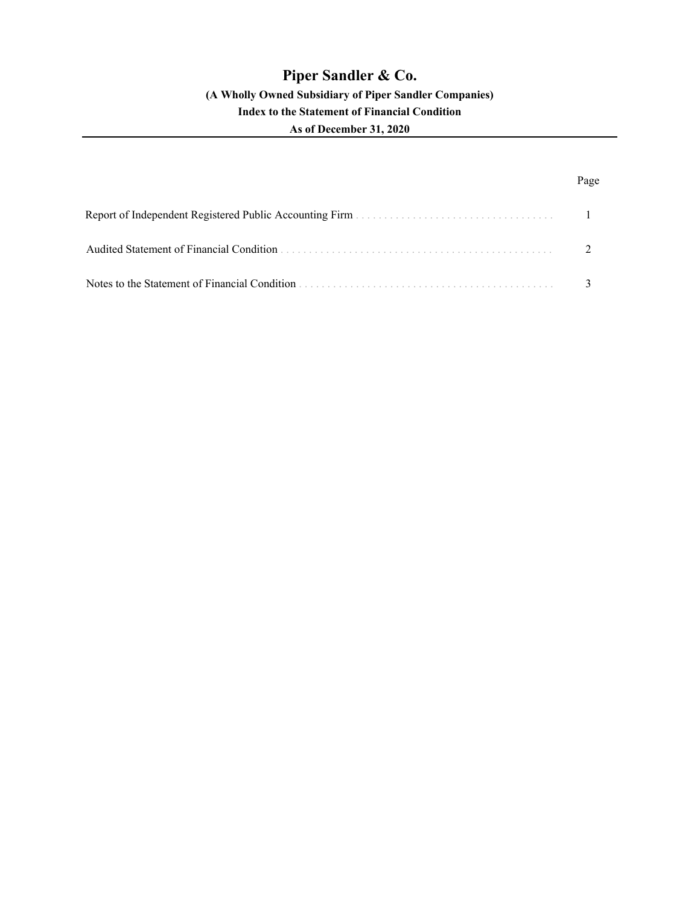# Piper Sandler & Co.

**(A Wholly Owned Subsidiary of Piper Sandler Companies)**

**Index to the Statement of Financial Condition**

**As of December 31, 2020**

| | Page |
|---|---|
| Report of Independent Registered Public Accounting Firm | 1 |
| Audited Statement of Financial Condition | 2 |
| Notes to the Statement of Financial Condition | 3 |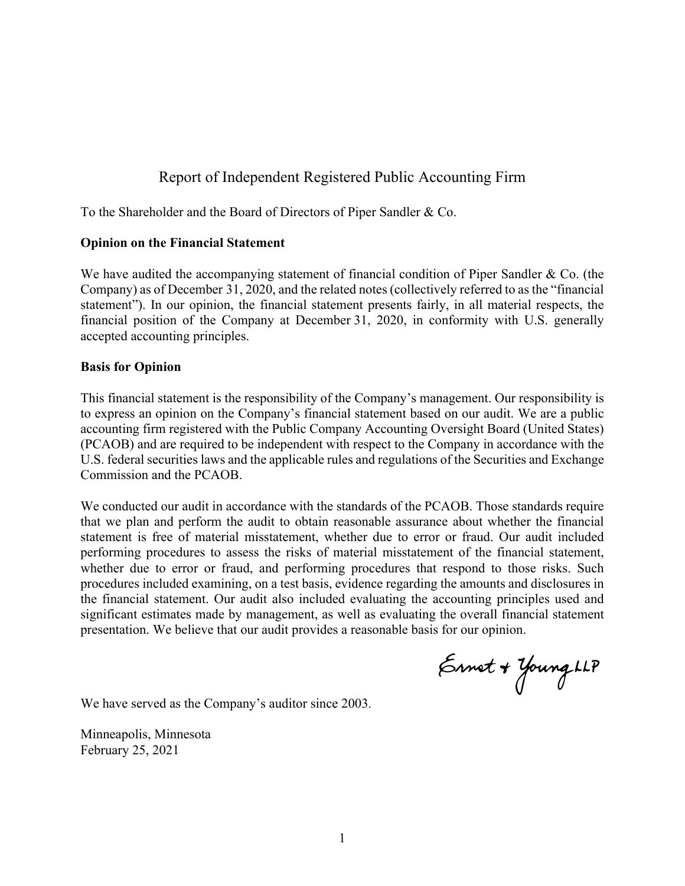# Report of Independent Registered Public Accounting Firm

To the Shareholder and the Board of Directors of Piper Sandler & Co.

**Opinion on the Financial Statement**

We have audited the accompanying statement of financial condition of Piper Sandler & Co. (the Company) as of December 31, 2020, and the related notes (collectively referred to as the "financial statement"). In our opinion, the financial statement presents fairly, in all material respects, the financial position of the Company at December 31, 2020, in conformity with U.S. generally accepted accounting principles.

**Basis for Opinion**

This financial statement is the responsibility of the Company's management. Our responsibility is to express an opinion on the Company's financial statement based on our audit. We are a public accounting firm registered with the Public Company Accounting Oversight Board (United States) (PCAOB) and are required to be independent with respect to the Company in accordance with the U.S. federal securities laws and the applicable rules and regulations of the Securities and Exchange Commission and the PCAOB.

We conducted our audit in accordance with the standards of the PCAOB. Those standards require that we plan and perform the audit to obtain reasonable assurance about whether the financial statement is free of material misstatement, whether due to error or fraud. Our audit included performing procedures to assess the risks of material misstatement of the financial statement, whether due to error or fraud, and performing procedures that respond to those risks. Such procedures included examining, on a test basis, evidence regarding the amounts and disclosures in the financial statement. Our audit also included evaluating the accounting principles used and significant estimates made by management, as well as evaluating the overall financial statement presentation. We believe that our audit provides a reasonable basis for our opinion.

Ernst & Young LLP

We have served as the Company's auditor since 2003.

Minneapolis, Minnesota
February 25, 2021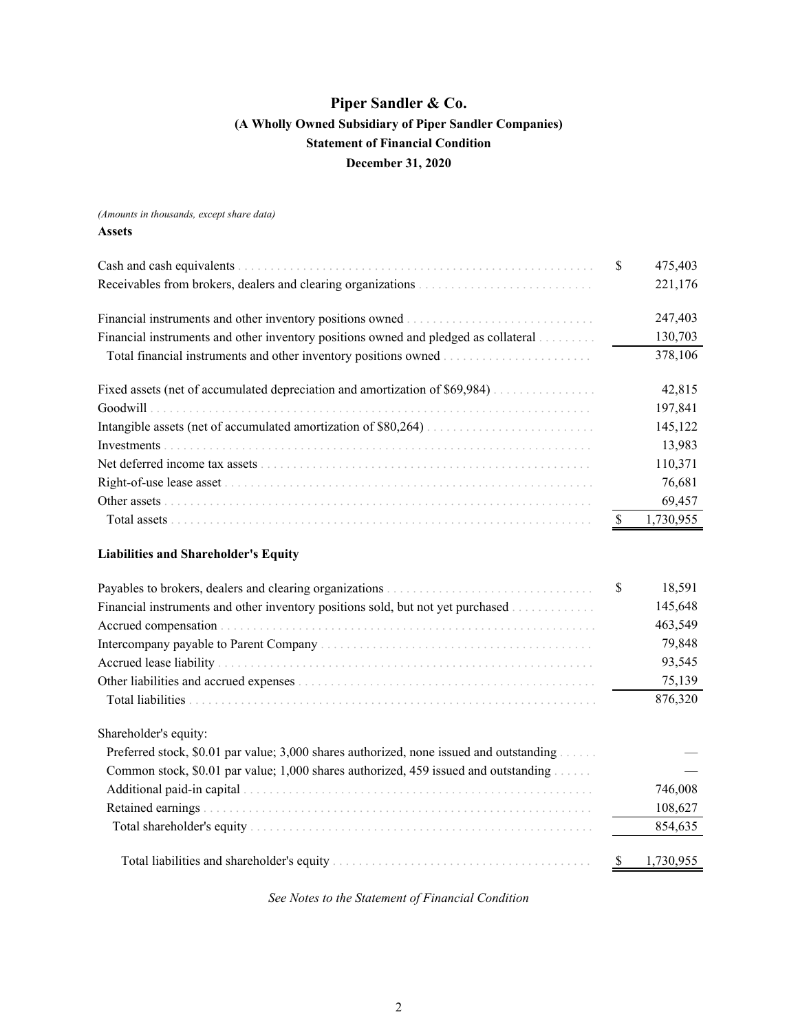# Piper Sandler & Co.

## (A Wholly Owned Subsidiary of Piper Sandler Companies)

## Statement of Financial Condition

## December 31, 2020

*(Amounts in thousands, except share data)*

**Assets**

| | |
|---|---|
| Cash and cash equivalents | $ 475,403 |
| Receivables from brokers, dealers and clearing organizations | 221,176 |
| | |
| Financial instruments and other inventory positions owned | 247,403 |
| Financial instruments and other inventory positions owned and pledged as collateral | 130,703 |
| Total financial instruments and other inventory positions owned | 378,106 |
| | |
| Fixed assets (net of accumulated depreciation and amortization of $69,984) | 42,815 |
| Goodwill | 197,841 |
| Intangible assets (net of accumulated amortization of $80,264) | 145,122 |
| Investments | 13,983 |
| Net deferred income tax assets | 110,371 |
| Right-of-use lease asset | 76,681 |
| Other assets | 69,457 |
| Total assets | $ 1,730,955 |

**Liabilities and Shareholder's Equity**

| | |
|---|---|
| Payables to brokers, dealers and clearing organizations | $ 18,591 |
| Financial instruments and other inventory positions sold, but not yet purchased | 145,648 |
| Accrued compensation | 463,549 |
| Intercompany payable to Parent Company | 79,848 |
| Accrued lease liability | 93,545 |
| Other liabilities and accrued expenses | 75,139 |
| Total liabilities | 876,320 |
| | |
| Shareholder's equity: | |
| Preferred stock, $0.01 par value; 3,000 shares authorized, none issued and outstanding | — |
| Common stock, $0.01 par value; 1,000 shares authorized, 459 issued and outstanding | — |
| Additional paid-in capital | 746,008 |
| Retained earnings | 108,627 |
| Total shareholder's equity | 854,635 |
| | |
| Total liabilities and shareholder's equity | $ 1,730,955 |

*See Notes to the Statement of Financial Condition*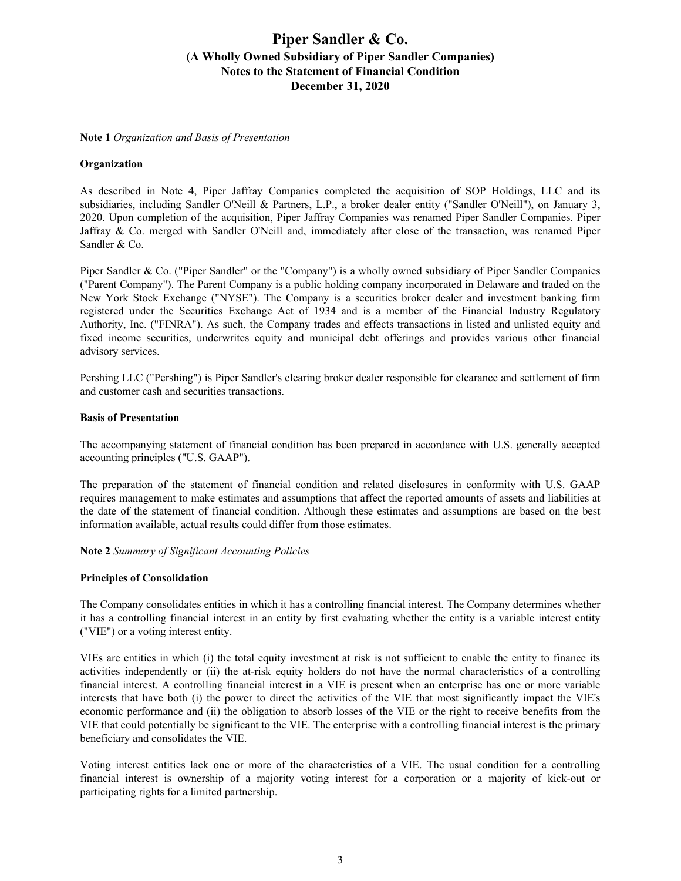# Piper Sandler & Co.
## (A Wholly Owned Subsidiary of Piper Sandler Companies)
## Notes to the Statement of Financial Condition
## December 31, 2020

**Note 1** *Organization and Basis of Presentation*

**Organization**

As described in Note 4, Piper Jaffray Companies completed the acquisition of SOP Holdings, LLC and its subsidiaries, including Sandler O'Neill & Partners, L.P., a broker dealer entity ("Sandler O'Neill"), on January 3, 2020. Upon completion of the acquisition, Piper Jaffray Companies was renamed Piper Sandler Companies. Piper Jaffray & Co. merged with Sandler O'Neill and, immediately after close of the transaction, was renamed Piper Sandler & Co.

Piper Sandler & Co. ("Piper Sandler" or the "Company") is a wholly owned subsidiary of Piper Sandler Companies ("Parent Company"). The Parent Company is a public holding company incorporated in Delaware and traded on the New York Stock Exchange ("NYSE"). The Company is a securities broker dealer and investment banking firm registered under the Securities Exchange Act of 1934 and is a member of the Financial Industry Regulatory Authority, Inc. ("FINRA"). As such, the Company trades and effects transactions in listed and unlisted equity and fixed income securities, underwrites equity and municipal debt offerings and provides various other financial advisory services.

Pershing LLC ("Pershing") is Piper Sandler's clearing broker dealer responsible for clearance and settlement of firm and customer cash and securities transactions.

**Basis of Presentation**

The accompanying statement of financial condition has been prepared in accordance with U.S. generally accepted accounting principles ("U.S. GAAP").

The preparation of the statement of financial condition and related disclosures in conformity with U.S. GAAP requires management to make estimates and assumptions that affect the reported amounts of assets and liabilities at the date of the statement of financial condition. Although these estimates and assumptions are based on the best information available, actual results could differ from those estimates.

**Note 2** *Summary of Significant Accounting Policies*

**Principles of Consolidation**

The Company consolidates entities in which it has a controlling financial interest. The Company determines whether it has a controlling financial interest in an entity by first evaluating whether the entity is a variable interest entity ("VIE") or a voting interest entity.

VIEs are entities in which (i) the total equity investment at risk is not sufficient to enable the entity to finance its activities independently or (ii) the at-risk equity holders do not have the normal characteristics of a controlling financial interest. A controlling financial interest in a VIE is present when an enterprise has one or more variable interests that have both (i) the power to direct the activities of the VIE that most significantly impact the VIE's economic performance and (ii) the obligation to absorb losses of the VIE or the right to receive benefits from the VIE that could potentially be significant to the VIE. The enterprise with a controlling financial interest is the primary beneficiary and consolidates the VIE.

Voting interest entities lack one or more of the characteristics of a VIE. The usual condition for a controlling financial interest is ownership of a majority voting interest for a corporation or a majority of kick-out or participating rights for a limited partnership.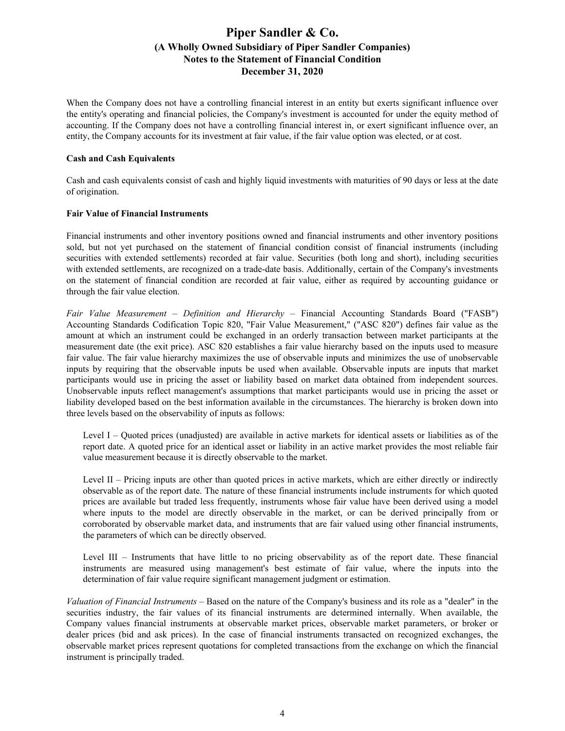When the Company does not have a controlling financial interest in an entity but exerts significant influence over the entity's operating and financial policies, the Company's investment is accounted for under the equity method of accounting. If the Company does not have a controlling financial interest in, or exert significant influence over, an entity, the Company accounts for its investment at fair value, if the fair value option was elected, or at cost.

**Cash and Cash Equivalents**

Cash and cash equivalents consist of cash and highly liquid investments with maturities of 90 days or less at the date of origination.

**Fair Value of Financial Instruments**

Financial instruments and other inventory positions owned and financial instruments and other inventory positions sold, but not yet purchased on the statement of financial condition consist of financial instruments (including securities with extended settlements) recorded at fair value. Securities (both long and short), including securities with extended settlements, are recognized on a trade-date basis. Additionally, certain of the Company's investments on the statement of financial condition are recorded at fair value, either as required by accounting guidance or through the fair value election.

*Fair Value Measurement – Definition and Hierarchy* – Financial Accounting Standards Board ("FASB") Accounting Standards Codification Topic 820, "Fair Value Measurement," ("ASC 820") defines fair value as the amount at which an instrument could be exchanged in an orderly transaction between market participants at the measurement date (the exit price). ASC 820 establishes a fair value hierarchy based on the inputs used to measure fair value. The fair value hierarchy maximizes the use of observable inputs and minimizes the use of unobservable inputs by requiring that the observable inputs be used when available. Observable inputs are inputs that market participants would use in pricing the asset or liability based on market data obtained from independent sources. Unobservable inputs reflect management's assumptions that market participants would use in pricing the asset or liability developed based on the best information available in the circumstances. The hierarchy is broken down into three levels based on the observability of inputs as follows:

Level I – Quoted prices (unadjusted) are available in active markets for identical assets or liabilities as of the report date. A quoted price for an identical asset or liability in an active market provides the most reliable fair value measurement because it is directly observable to the market.

Level II – Pricing inputs are other than quoted prices in active markets, which are either directly or indirectly observable as of the report date. The nature of these financial instruments include instruments for which quoted prices are available but traded less frequently, instruments whose fair value have been derived using a model where inputs to the model are directly observable in the market, or can be derived principally from or corroborated by observable market data, and instruments that are fair valued using other financial instruments, the parameters of which can be directly observed.

Level III – Instruments that have little to no pricing observability as of the report date. These financial instruments are measured using management's best estimate of fair value, where the inputs into the determination of fair value require significant management judgment or estimation.

*Valuation of Financial Instruments* – Based on the nature of the Company's business and its role as a "dealer" in the securities industry, the fair values of its financial instruments are determined internally. When available, the Company values financial instruments at observable market prices, observable market parameters, or broker or dealer prices (bid and ask prices). In the case of financial instruments transacted on recognized exchanges, the observable market prices represent quotations for completed transactions from the exchange on which the financial instrument is principally traded.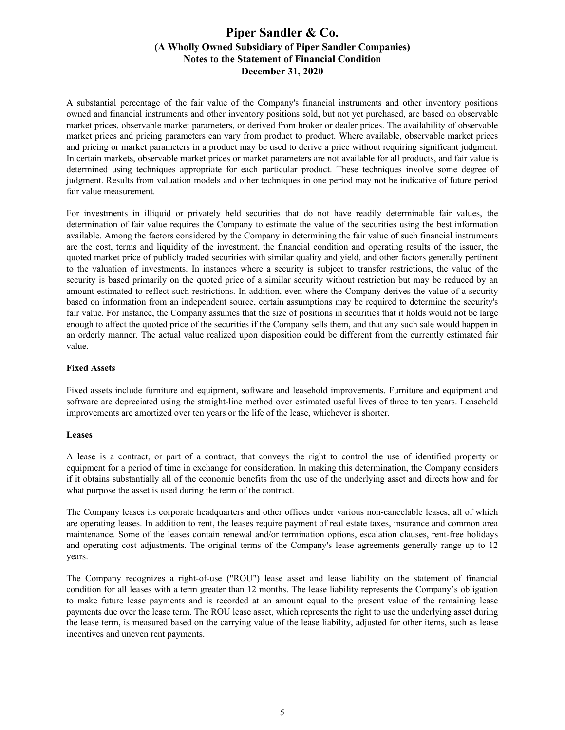A substantial percentage of the fair value of the Company's financial instruments and other inventory positions owned and financial instruments and other inventory positions sold, but not yet purchased, are based on observable market prices, observable market parameters, or derived from broker or dealer prices. The availability of observable market prices and pricing parameters can vary from product to product. Where available, observable market prices and pricing or market parameters in a product may be used to derive a price without requiring significant judgment. In certain markets, observable market prices or market parameters are not available for all products, and fair value is determined using techniques appropriate for each particular product. These techniques involve some degree of judgment. Results from valuation models and other techniques in one period may not be indicative of future period fair value measurement.

For investments in illiquid or privately held securities that do not have readily determinable fair values, the determination of fair value requires the Company to estimate the value of the securities using the best information available. Among the factors considered by the Company in determining the fair value of such financial instruments are the cost, terms and liquidity of the investment, the financial condition and operating results of the issuer, the quoted market price of publicly traded securities with similar quality and yield, and other factors generally pertinent to the valuation of investments. In instances where a security is subject to transfer restrictions, the value of the security is based primarily on the quoted price of a similar security without restriction but may be reduced by an amount estimated to reflect such restrictions. In addition, even where the Company derives the value of a security based on information from an independent source, certain assumptions may be required to determine the security's fair value. For instance, the Company assumes that the size of positions in securities that it holds would not be large enough to affect the quoted price of the securities if the Company sells them, and that any such sale would happen in an orderly manner. The actual value realized upon disposition could be different from the currently estimated fair value.

**Fixed Assets**

Fixed assets include furniture and equipment, software and leasehold improvements. Furniture and equipment and software are depreciated using the straight-line method over estimated useful lives of three to ten years. Leasehold improvements are amortized over ten years or the life of the lease, whichever is shorter.

**Leases**

A lease is a contract, or part of a contract, that conveys the right to control the use of identified property or equipment for a period of time in exchange for consideration. In making this determination, the Company considers if it obtains substantially all of the economic benefits from the use of the underlying asset and directs how and for what purpose the asset is used during the term of the contract.

The Company leases its corporate headquarters and other offices under various non-cancelable leases, all of which are operating leases. In addition to rent, the leases require payment of real estate taxes, insurance and common area maintenance. Some of the leases contain renewal and/or termination options, escalation clauses, rent-free holidays and operating cost adjustments. The original terms of the Company's lease agreements generally range up to 12 years.

The Company recognizes a right-of-use ("ROU") lease asset and lease liability on the statement of financial condition for all leases with a term greater than 12 months. The lease liability represents the Company's obligation to make future lease payments and is recorded at an amount equal to the present value of the remaining lease payments due over the lease term. The ROU lease asset, which represents the right to use the underlying asset during the lease term, is measured based on the carrying value of the lease liability, adjusted for other items, such as lease incentives and uneven rent payments.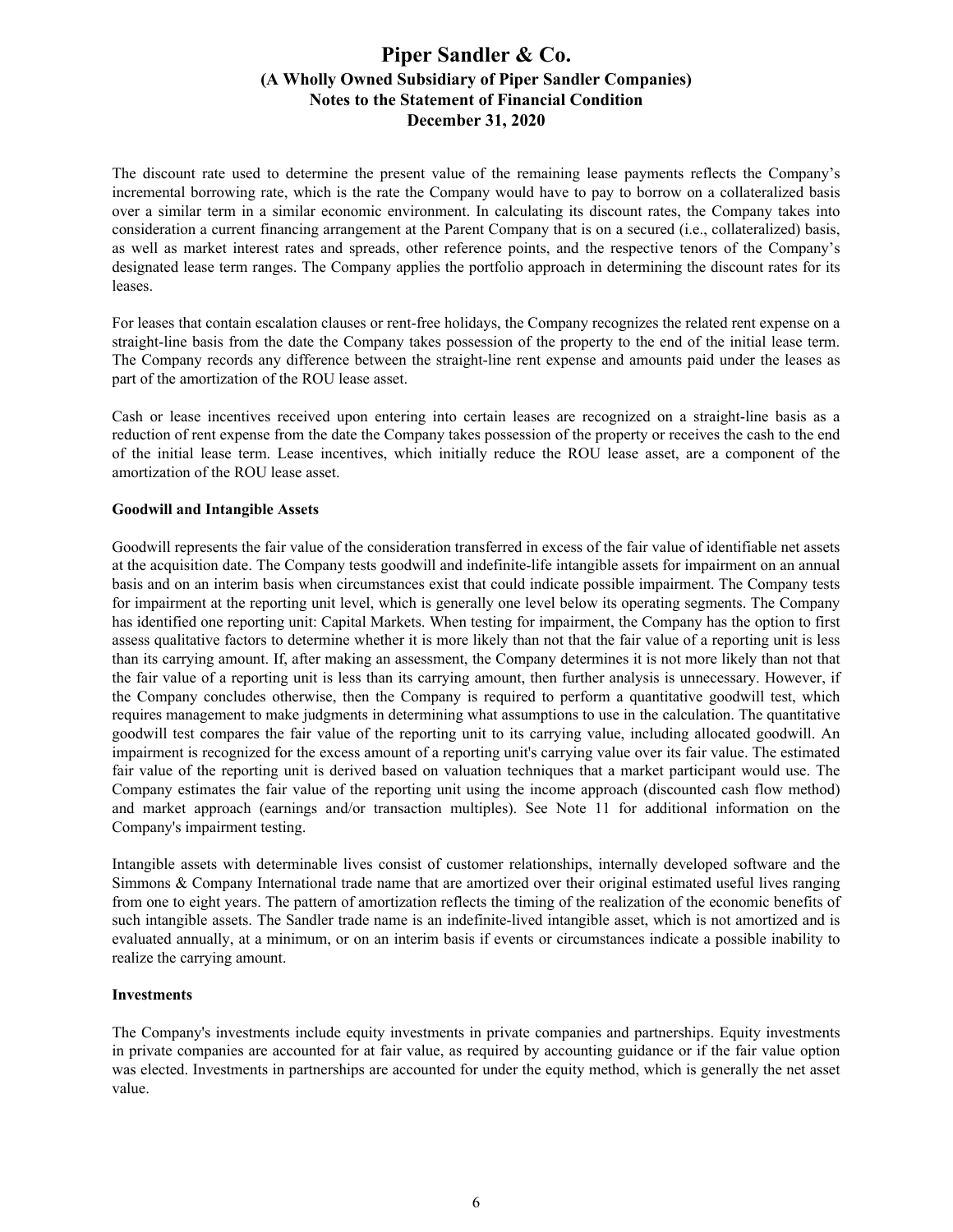The discount rate used to determine the present value of the remaining lease payments reflects the Company's incremental borrowing rate, which is the rate the Company would have to pay to borrow on a collateralized basis over a similar term in a similar economic environment. In calculating its discount rates, the Company takes into consideration a current financing arrangement at the Parent Company that is on a secured (i.e., collateralized) basis, as well as market interest rates and spreads, other reference points, and the respective tenors of the Company's designated lease term ranges. The Company applies the portfolio approach in determining the discount rates for its leases.

For leases that contain escalation clauses or rent-free holidays, the Company recognizes the related rent expense on a straight-line basis from the date the Company takes possession of the property to the end of the initial lease term. The Company records any difference between the straight-line rent expense and amounts paid under the leases as part of the amortization of the ROU lease asset.

Cash or lease incentives received upon entering into certain leases are recognized on a straight-line basis as a reduction of rent expense from the date the Company takes possession of the property or receives the cash to the end of the initial lease term. Lease incentives, which initially reduce the ROU lease asset, are a component of the amortization of the ROU lease asset.

**Goodwill and Intangible Assets**

Goodwill represents the fair value of the consideration transferred in excess of the fair value of identifiable net assets at the acquisition date. The Company tests goodwill and indefinite-life intangible assets for impairment on an annual basis and on an interim basis when circumstances exist that could indicate possible impairment. The Company tests for impairment at the reporting unit level, which is generally one level below its operating segments. The Company has identified one reporting unit: Capital Markets. When testing for impairment, the Company has the option to first assess qualitative factors to determine whether it is more likely than not that the fair value of a reporting unit is less than its carrying amount. If, after making an assessment, the Company determines it is not more likely than not that the fair value of a reporting unit is less than its carrying amount, then further analysis is unnecessary. However, if the Company concludes otherwise, then the Company is required to perform a quantitative goodwill test, which requires management to make judgments in determining what assumptions to use in the calculation. The quantitative goodwill test compares the fair value of the reporting unit to its carrying value, including allocated goodwill. An impairment is recognized for the excess amount of a reporting unit's carrying value over its fair value. The estimated fair value of the reporting unit is derived based on valuation techniques that a market participant would use. The Company estimates the fair value of the reporting unit using the income approach (discounted cash flow method) and market approach (earnings and/or transaction multiples). See Note 11 for additional information on the Company's impairment testing.

Intangible assets with determinable lives consist of customer relationships, internally developed software and the Simmons & Company International trade name that are amortized over their original estimated useful lives ranging from one to eight years. The pattern of amortization reflects the timing of the realization of the economic benefits of such intangible assets. The Sandler trade name is an indefinite-lived intangible asset, which is not amortized and is evaluated annually, at a minimum, or on an interim basis if events or circumstances indicate a possible inability to realize the carrying amount.

**Investments**

The Company's investments include equity investments in private companies and partnerships. Equity investments in private companies are accounted for at fair value, as required by accounting guidance or if the fair value option was elected. Investments in partnerships are accounted for under the equity method, which is generally the net asset value.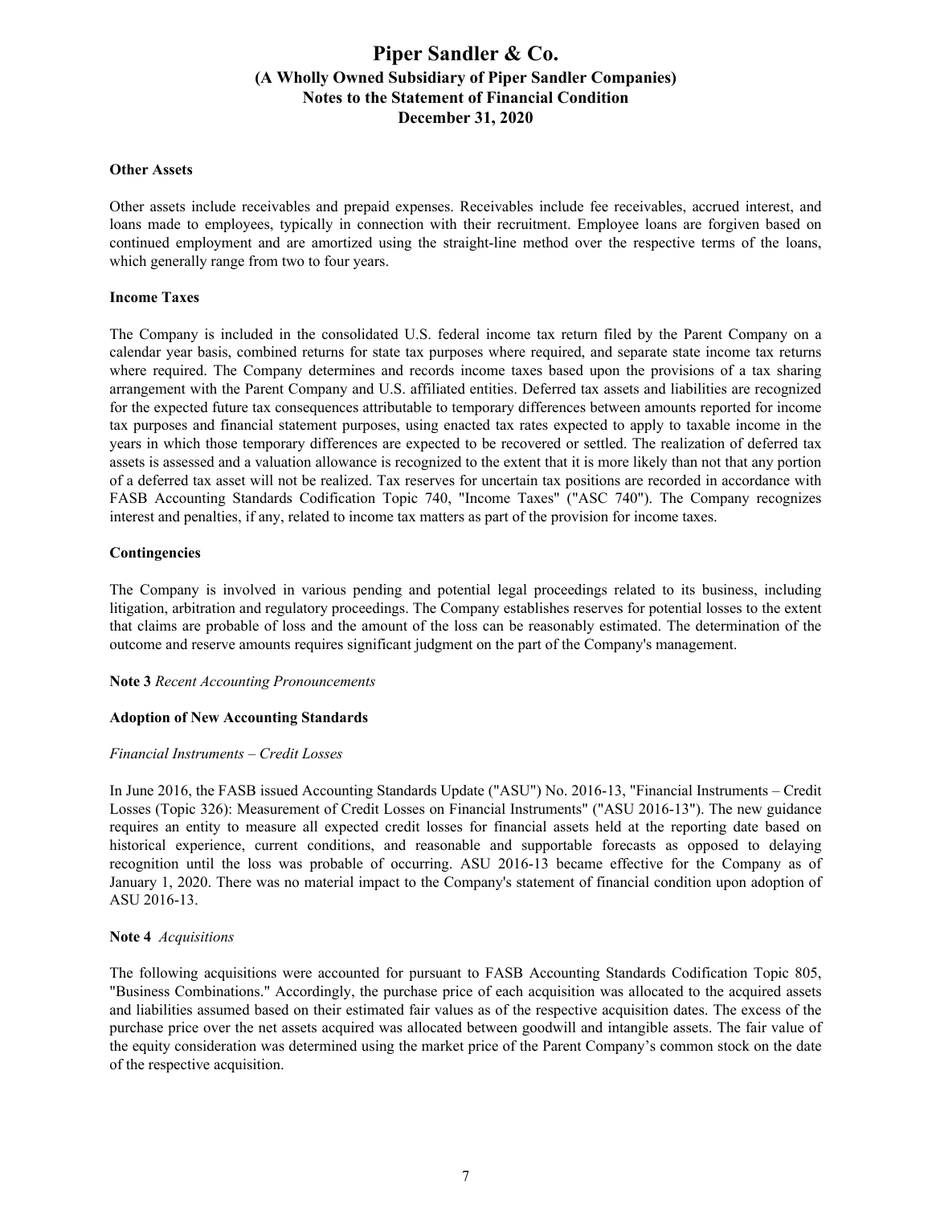**Other Assets**

Other assets include receivables and prepaid expenses. Receivables include fee receivables, accrued interest, and loans made to employees, typically in connection with their recruitment. Employee loans are forgiven based on continued employment and are amortized using the straight-line method over the respective terms of the loans, which generally range from two to four years.

**Income Taxes**

The Company is included in the consolidated U.S. federal income tax return filed by the Parent Company on a calendar year basis, combined returns for state tax purposes where required, and separate state income tax returns where required. The Company determines and records income taxes based upon the provisions of a tax sharing arrangement with the Parent Company and U.S. affiliated entities. Deferred tax assets and liabilities are recognized for the expected future tax consequences attributable to temporary differences between amounts reported for income tax purposes and financial statement purposes, using enacted tax rates expected to apply to taxable income in the years in which those temporary differences are expected to be recovered or settled. The realization of deferred tax assets is assessed and a valuation allowance is recognized to the extent that it is more likely than not that any portion of a deferred tax asset will not be realized. Tax reserves for uncertain tax positions are recorded in accordance with FASB Accounting Standards Codification Topic 740, "Income Taxes" ("ASC 740"). The Company recognizes interest and penalties, if any, related to income tax matters as part of the provision for income taxes.

**Contingencies**

The Company is involved in various pending and potential legal proceedings related to its business, including litigation, arbitration and regulatory proceedings. The Company establishes reserves for potential losses to the extent that claims are probable of loss and the amount of the loss can be reasonably estimated. The determination of the outcome and reserve amounts requires significant judgment on the part of the Company's management.

**Note 3** *Recent Accounting Pronouncements*

**Adoption of New Accounting Standards**

*Financial Instruments – Credit Losses*

In June 2016, the FASB issued Accounting Standards Update ("ASU") No. 2016-13, "Financial Instruments – Credit Losses (Topic 326): Measurement of Credit Losses on Financial Instruments" ("ASU 2016-13"). The new guidance requires an entity to measure all expected credit losses for financial assets held at the reporting date based on historical experience, current conditions, and reasonable and supportable forecasts as opposed to delaying recognition until the loss was probable of occurring. ASU 2016-13 became effective for the Company as of January 1, 2020. There was no material impact to the Company's statement of financial condition upon adoption of ASU 2016-13.

**Note 4** *Acquisitions*

The following acquisitions were accounted for pursuant to FASB Accounting Standards Codification Topic 805, "Business Combinations." Accordingly, the purchase price of each acquisition was allocated to the acquired assets and liabilities assumed based on their estimated fair values as of the respective acquisition dates. The excess of the purchase price over the net assets acquired was allocated between goodwill and intangible assets. The fair value of the equity consideration was determined using the market price of the Parent Company's common stock on the date of the respective acquisition.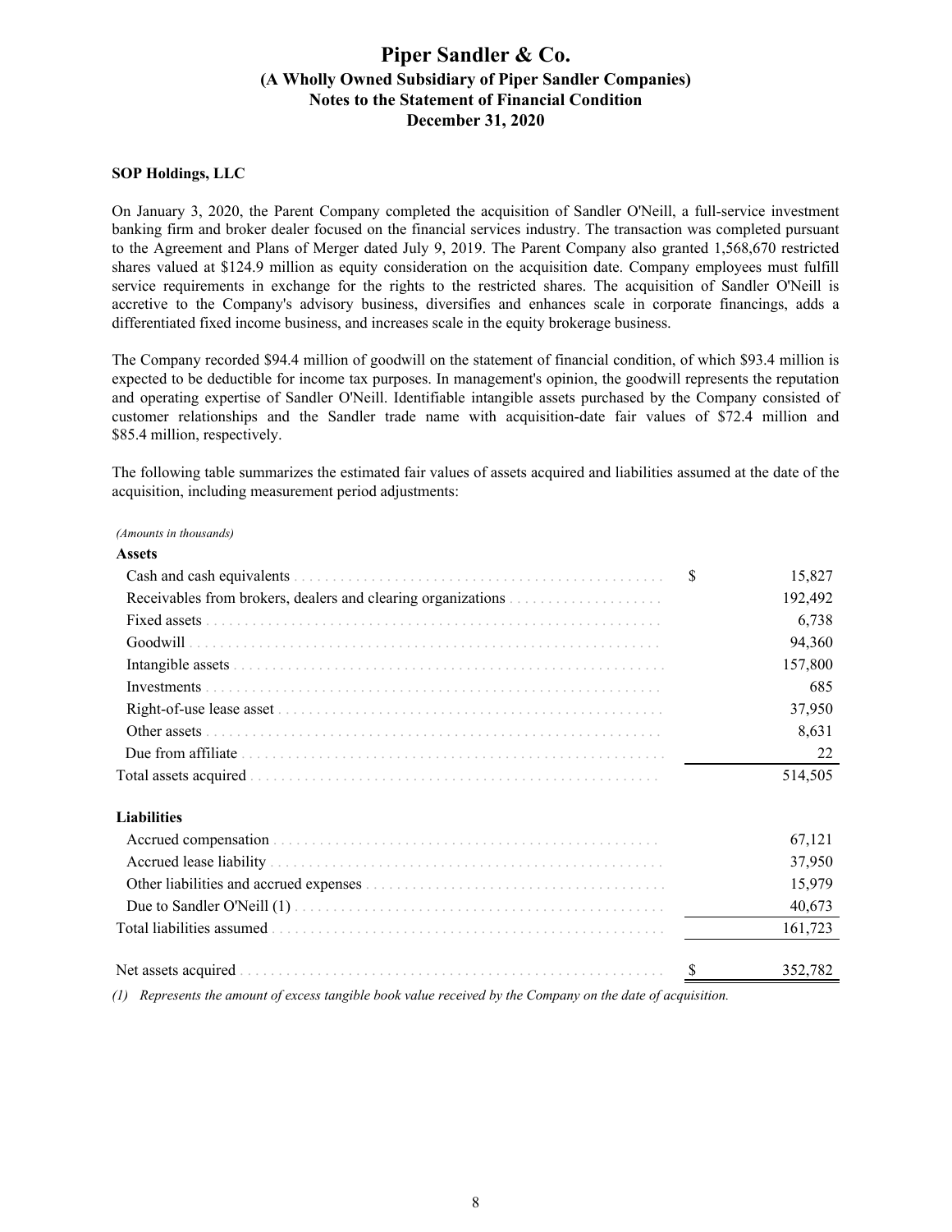### SOP Holdings, LLC

On January 3, 2020, the Parent Company completed the acquisition of Sandler O'Neill, a full-service investment banking firm and broker dealer focused on the financial services industry. The transaction was completed pursuant to the Agreement and Plans of Merger dated July 9, 2019. The Parent Company also granted 1,568,670 restricted shares valued at $124.9 million as equity consideration on the acquisition date. Company employees must fulfill service requirements in exchange for the rights to the restricted shares. The acquisition of Sandler O'Neill is accretive to the Company's advisory business, diversifies and enhances scale in corporate financings, adds a differentiated fixed income business, and increases scale in the equity brokerage business.

The Company recorded $94.4 million of goodwill on the statement of financial condition, of which $93.4 million is expected to be deductible for income tax purposes. In management's opinion, the goodwill represents the reputation and operating expertise of Sandler O'Neill. Identifiable intangible assets purchased by the Company consisted of customer relationships and the Sandler trade name with acquisition-date fair values of $72.4 million and $85.4 million, respectively.

The following table summarizes the estimated fair values of assets acquired and liabilities assumed at the date of the acquisition, including measurement period adjustments:

| *(Amounts in thousands)* | |
|---|---|
| **Assets** | |
| Cash and cash equivalents | $ 15,827 |
| Receivables from brokers, dealers and clearing organizations | 192,492 |
| Fixed assets | 6,738 |
| Goodwill | 94,360 |
| Intangible assets | 157,800 |
| Investments | 685 |
| Right-of-use lease asset | 37,950 |
| Other assets | 8,631 |
| Due from affiliate | 22 |
| Total assets acquired | 514,505 |
| **Liabilities** | |
| Accrued compensation | 67,121 |
| Accrued lease liability | 37,950 |
| Other liabilities and accrued expenses | 15,979 |
| Due to Sandler O'Neill (1) | 40,673 |
| Total liabilities assumed | 161,723 |
| Net assets acquired | $ 352,782 |

*(1) Represents the amount of excess tangible book value received by the Company on the date of acquisition.*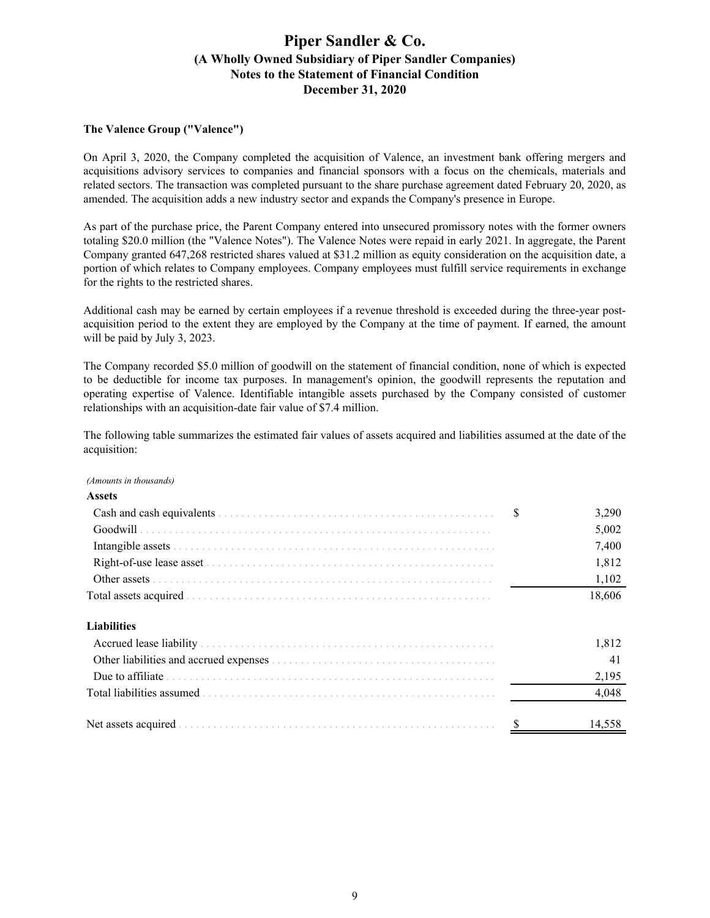### The Valence Group ("Valence")

On April 3, 2020, the Company completed the acquisition of Valence, an investment bank offering mergers and acquisitions advisory services to companies and financial sponsors with a focus on the chemicals, materials and related sectors. The transaction was completed pursuant to the share purchase agreement dated February 20, 2020, as amended. The acquisition adds a new industry sector and expands the Company's presence in Europe.

As part of the purchase price, the Parent Company entered into unsecured promissory notes with the former owners totaling $20.0 million (the "Valence Notes"). The Valence Notes were repaid in early 2021. In aggregate, the Parent Company granted 647,268 restricted shares valued at $31.2 million as equity consideration on the acquisition date, a portion of which relates to Company employees. Company employees must fulfill service requirements in exchange for the rights to the restricted shares.

Additional cash may be earned by certain employees if a revenue threshold is exceeded during the three-year post-acquisition period to the extent they are employed by the Company at the time of payment. If earned, the amount will be paid by July 3, 2023.

The Company recorded $5.0 million of goodwill on the statement of financial condition, none of which is expected to be deductible for income tax purposes. In management's opinion, the goodwill represents the reputation and operating expertise of Valence. Identifiable intangible assets purchased by the Company consisted of customer relationships with an acquisition-date fair value of $7.4 million.

The following table summarizes the estimated fair values of assets acquired and liabilities assumed at the date of the acquisition:

| *(Amounts in thousands)* | |
|---|---|
| **Assets** | |
| Cash and cash equivalents | $ 3,290 |
| Goodwill | 5,002 |
| Intangible assets | 7,400 |
| Right-of-use lease asset | 1,812 |
| Other assets | 1,102 |
| Total assets acquired | 18,606 |
| | |
| **Liabilities** | |
| Accrued lease liability | 1,812 |
| Other liabilities and accrued expenses | 41 |
| Due to affiliate | 2,195 |
| Total liabilities assumed | 4,048 |
| | |
| Net assets acquired | $ 14,558 |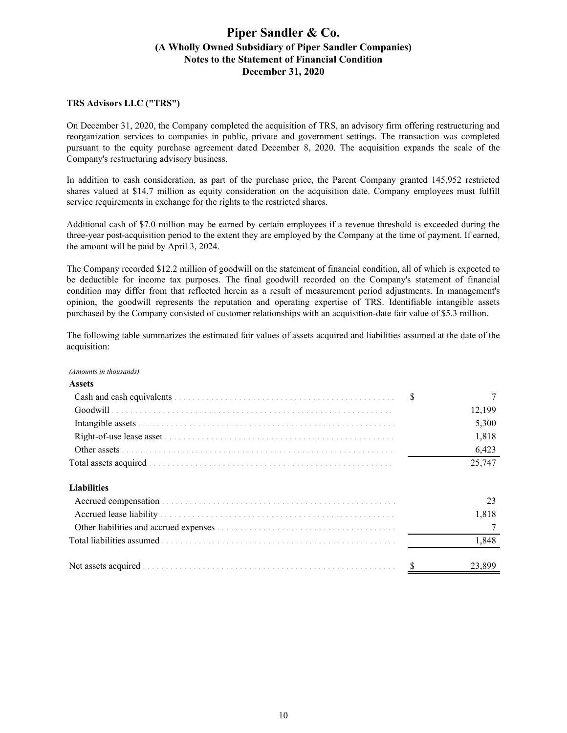### TRS Advisors LLC ("TRS")

On December 31, 2020, the Company completed the acquisition of TRS, an advisory firm offering restructuring and reorganization services to companies in public, private and government settings. The transaction was completed pursuant to the equity purchase agreement dated December 8, 2020. The acquisition expands the scale of the Company's restructuring advisory business.

In addition to cash consideration, as part of the purchase price, the Parent Company granted 145,952 restricted shares valued at $14.7 million as equity consideration on the acquisition date. Company employees must fulfill service requirements in exchange for the rights to the restricted shares.

Additional cash of $7.0 million may be earned by certain employees if a revenue threshold is exceeded during the three-year post-acquisition period to the extent they are employed by the Company at the time of payment. If earned, the amount will be paid by April 3, 2024.

The Company recorded $12.2 million of goodwill on the statement of financial condition, all of which is expected to be deductible for income tax purposes. The final goodwill recorded on the Company's statement of financial condition may differ from that reflected herein as a result of measurement period adjustments. In management's opinion, the goodwill represents the reputation and operating expertise of TRS. Identifiable intangible assets purchased by the Company consisted of customer relationships with an acquisition-date fair value of $5.3 million.

The following table summarizes the estimated fair values of assets acquired and liabilities assumed at the date of the acquisition:

| *(Amounts in thousands)* | |
|---|---|
| **Assets** | |
| Cash and cash equivalents | $ 7 |
| Goodwill | 12,199 |
| Intangible assets | 5,300 |
| Right-of-use lease asset | 1,818 |
| Other assets | 6,423 |
| Total assets acquired | 25,747 |
| | |
| **Liabilities** | |
| Accrued compensation | 23 |
| Accrued lease liability | 1,818 |
| Other liabilities and accrued expenses | 7 |
| Total liabilities assumed | 1,848 |
| | |
| Net assets acquired | $ 23,899 |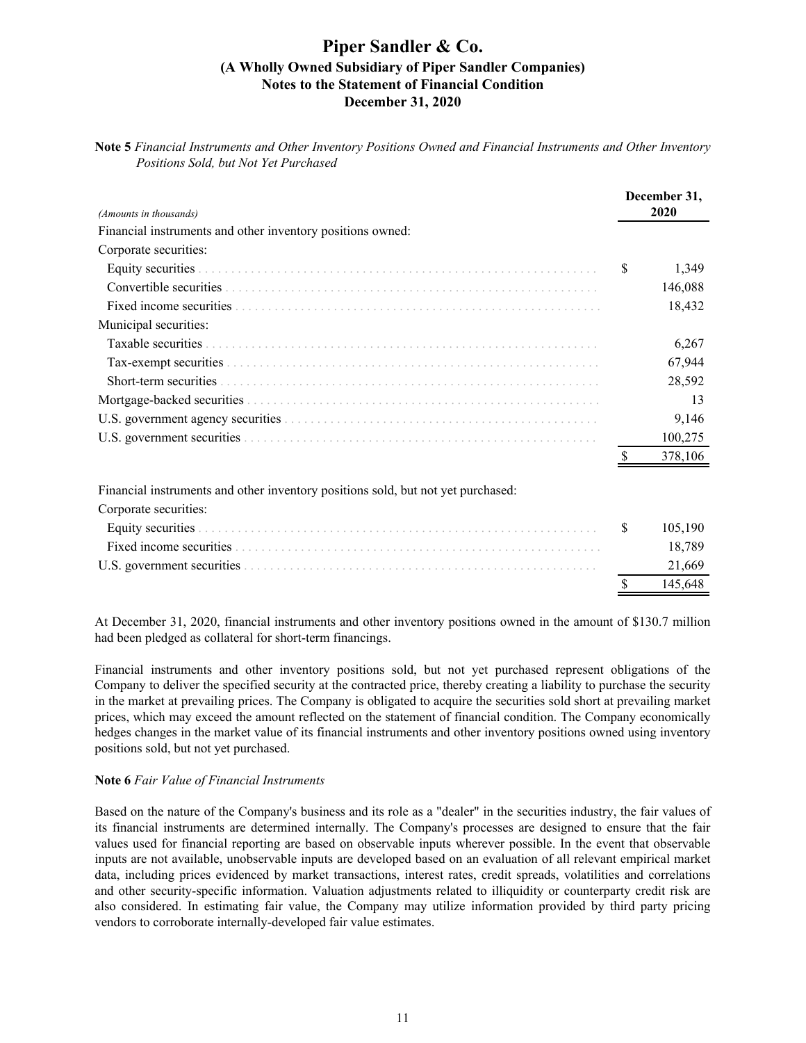# Piper Sandler & Co.
## (A Wholly Owned Subsidiary of Piper Sandler Companies)
## Notes to the Statement of Financial Condition
## December 31, 2020

**Note 5** *Financial Instruments and Other Inventory Positions Owned and Financial Instruments and Other Inventory Positions Sold, but Not Yet Purchased*

| *(Amounts in thousands)* | December 31, 2020 |
|---|---|
| Financial instruments and other inventory positions owned: | |
| Corporate securities: | |
| Equity securities | $ 1,349 |
| Convertible securities | 146,088 |
| Fixed income securities | 18,432 |
| Municipal securities: | |
| Taxable securities | 6,267 |
| Tax-exempt securities | 67,944 |
| Short-term securities | 28,592 |
| Mortgage-backed securities | 13 |
| U.S. government agency securities | 9,146 |
| U.S. government securities | 100,275 |
| | $ 378,106 |
| | |
| Financial instruments and other inventory positions sold, but not yet purchased: | |
| Corporate securities: | |
| Equity securities | $ 105,190 |
| Fixed income securities | 18,789 |
| U.S. government securities | 21,669 |
| | $ 145,648 |

At December 31, 2020, financial instruments and other inventory positions owned in the amount of $130.7 million had been pledged as collateral for short-term financings.

Financial instruments and other inventory positions sold, but not yet purchased represent obligations of the Company to deliver the specified security at the contracted price, thereby creating a liability to purchase the security in the market at prevailing prices. The Company is obligated to acquire the securities sold short at prevailing market prices, which may exceed the amount reflected on the statement of financial condition. The Company economically hedges changes in the market value of its financial instruments and other inventory positions owned using inventory positions sold, but not yet purchased.

**Note 6** *Fair Value of Financial Instruments*

Based on the nature of the Company's business and its role as a "dealer" in the securities industry, the fair values of its financial instruments are determined internally. The Company's processes are designed to ensure that the fair values used for financial reporting are based on observable inputs wherever possible. In the event that observable inputs are not available, unobservable inputs are developed based on an evaluation of all relevant empirical market data, including prices evidenced by market transactions, interest rates, credit spreads, volatilities and correlations and other security-specific information. Valuation adjustments related to illiquidity or counterparty credit risk are also considered. In estimating fair value, the Company may utilize information provided by third party pricing vendors to corroborate internally-developed fair value estimates.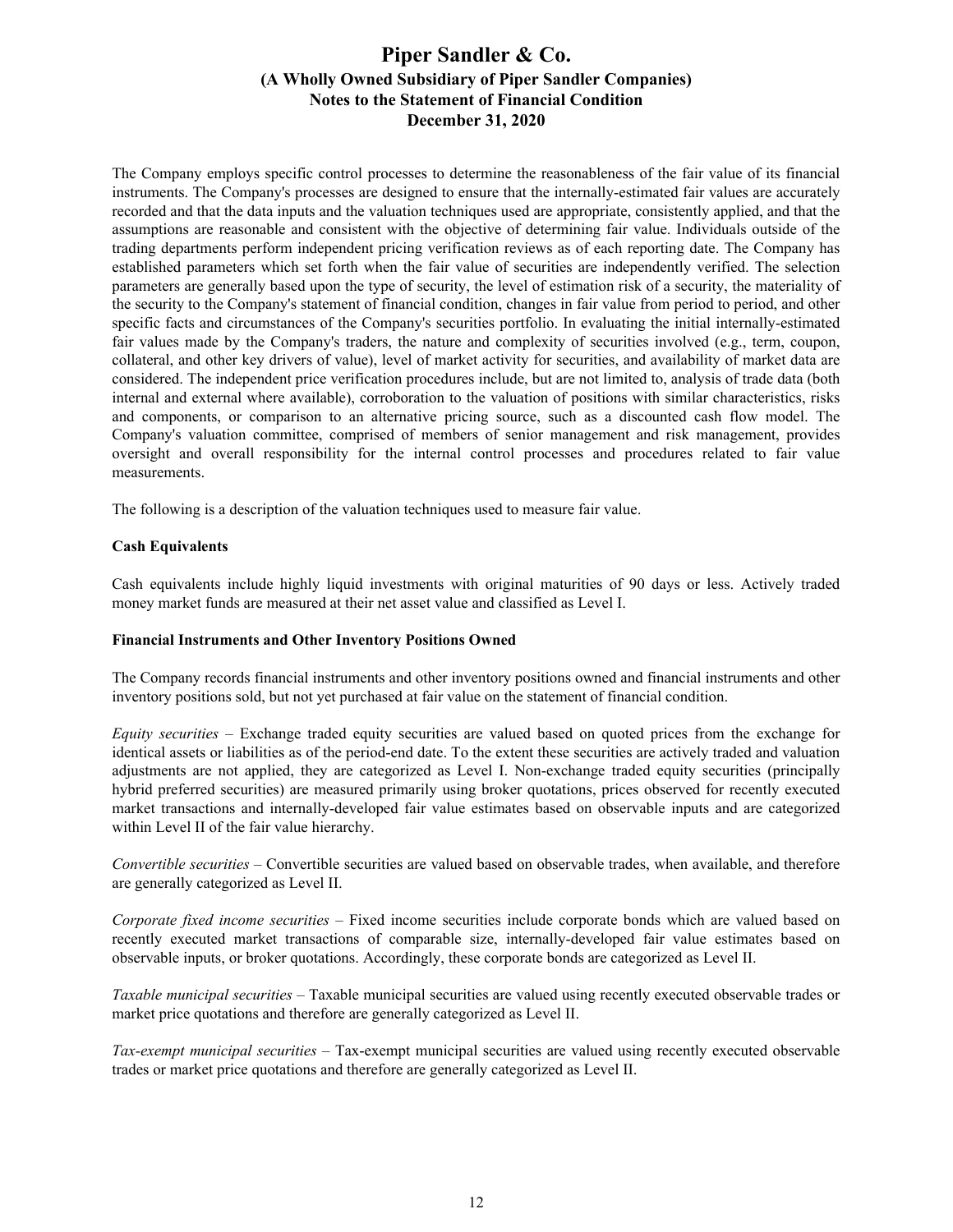The Company employs specific control processes to determine the reasonableness of the fair value of its financial instruments. The Company's processes are designed to ensure that the internally-estimated fair values are accurately recorded and that the data inputs and the valuation techniques used are appropriate, consistently applied, and that the assumptions are reasonable and consistent with the objective of determining fair value. Individuals outside of the trading departments perform independent pricing verification reviews as of each reporting date. The Company has established parameters which set forth when the fair value of securities are independently verified. The selection parameters are generally based upon the type of security, the level of estimation risk of a security, the materiality of the security to the Company's statement of financial condition, changes in fair value from period to period, and other specific facts and circumstances of the Company's securities portfolio. In evaluating the initial internally-estimated fair values made by the Company's traders, the nature and complexity of securities involved (e.g., term, coupon, collateral, and other key drivers of value), level of market activity for securities, and availability of market data are considered. The independent price verification procedures include, but are not limited to, analysis of trade data (both internal and external where available), corroboration to the valuation of positions with similar characteristics, risks and components, or comparison to an alternative pricing source, such as a discounted cash flow model. The Company's valuation committee, comprised of members of senior management and risk management, provides oversight and overall responsibility for the internal control processes and procedures related to fair value measurements.

The following is a description of the valuation techniques used to measure fair value.

**Cash Equivalents**

Cash equivalents include highly liquid investments with original maturities of 90 days or less. Actively traded money market funds are measured at their net asset value and classified as Level I.

**Financial Instruments and Other Inventory Positions Owned**

The Company records financial instruments and other inventory positions owned and financial instruments and other inventory positions sold, but not yet purchased at fair value on the statement of financial condition.

*Equity securities* – Exchange traded equity securities are valued based on quoted prices from the exchange for identical assets or liabilities as of the period-end date. To the extent these securities are actively traded and valuation adjustments are not applied, they are categorized as Level I. Non-exchange traded equity securities (principally hybrid preferred securities) are measured primarily using broker quotations, prices observed for recently executed market transactions and internally-developed fair value estimates based on observable inputs and are categorized within Level II of the fair value hierarchy.

*Convertible securities* – Convertible securities are valued based on observable trades, when available, and therefore are generally categorized as Level II.

*Corporate fixed income securities* – Fixed income securities include corporate bonds which are valued based on recently executed market transactions of comparable size, internally-developed fair value estimates based on observable inputs, or broker quotations. Accordingly, these corporate bonds are categorized as Level II.

*Taxable municipal securities* – Taxable municipal securities are valued using recently executed observable trades or market price quotations and therefore are generally categorized as Level II.

*Tax-exempt municipal securities* – Tax-exempt municipal securities are valued using recently executed observable trades or market price quotations and therefore are generally categorized as Level II.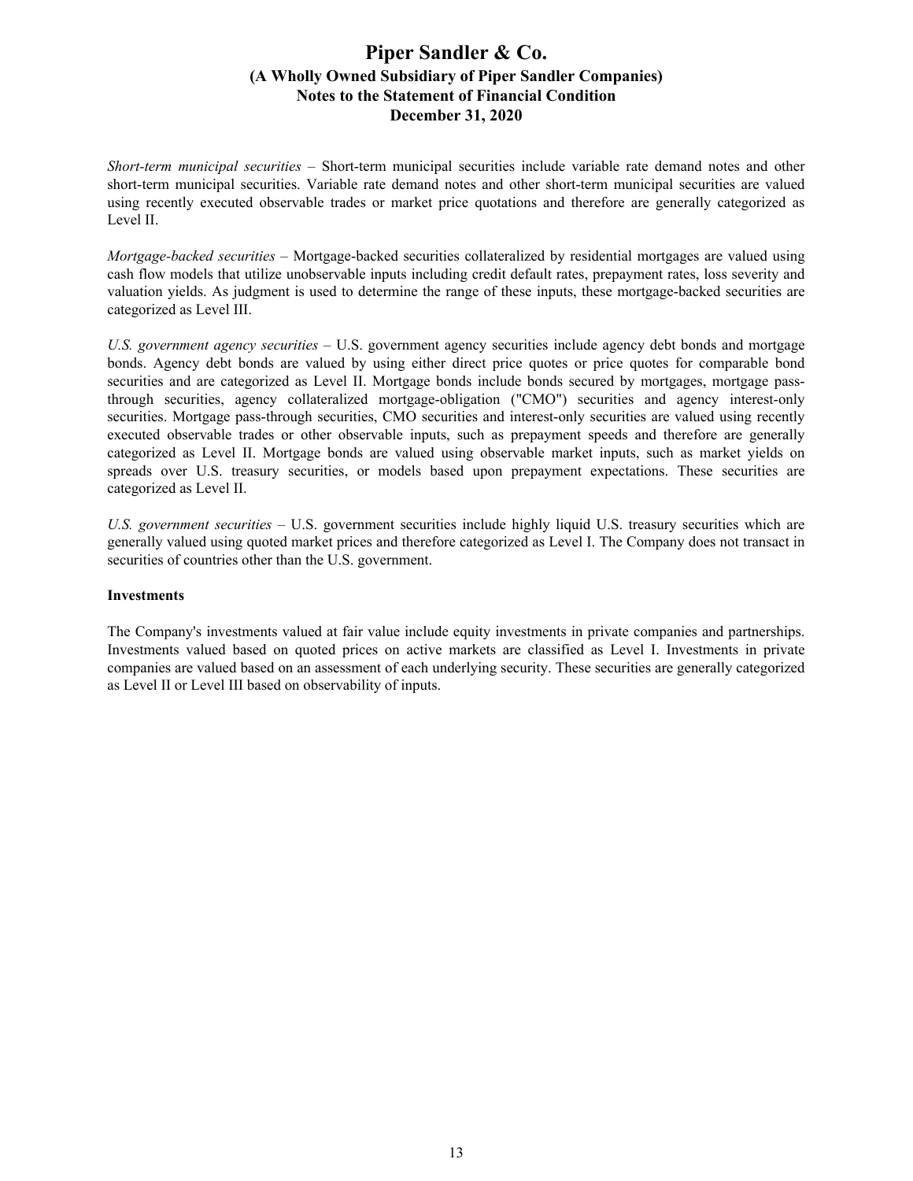*Short-term municipal securities* – Short-term municipal securities include variable rate demand notes and other short-term municipal securities. Variable rate demand notes and other short-term municipal securities are valued using recently executed observable trades or market price quotations and therefore are generally categorized as Level II.

*Mortgage-backed securities* – Mortgage-backed securities collateralized by residential mortgages are valued using cash flow models that utilize unobservable inputs including credit default rates, prepayment rates, loss severity and valuation yields. As judgment is used to determine the range of these inputs, these mortgage-backed securities are categorized as Level III.

*U.S. government agency securities* – U.S. government agency securities include agency debt bonds and mortgage bonds. Agency debt bonds are valued by using either direct price quotes or price quotes for comparable bond securities and are categorized as Level II. Mortgage bonds include bonds secured by mortgages, mortgage pass-through securities, agency collateralized mortgage-obligation ("CMO") securities and agency interest-only securities. Mortgage pass-through securities, CMO securities and interest-only securities are valued using recently executed observable trades or other observable inputs, such as prepayment speeds and therefore are generally categorized as Level II. Mortgage bonds are valued using observable market inputs, such as market yields on spreads over U.S. treasury securities, or models based upon prepayment expectations. These securities are categorized as Level II.

*U.S. government securities* – U.S. government securities include highly liquid U.S. treasury securities which are generally valued using quoted market prices and therefore categorized as Level I. The Company does not transact in securities of countries other than the U.S. government.

**Investments**

The Company's investments valued at fair value include equity investments in private companies and partnerships. Investments valued based on quoted prices on active markets are classified as Level I. Investments in private companies are valued based on an assessment of each underlying security. These securities are generally categorized as Level II or Level III based on observability of inputs.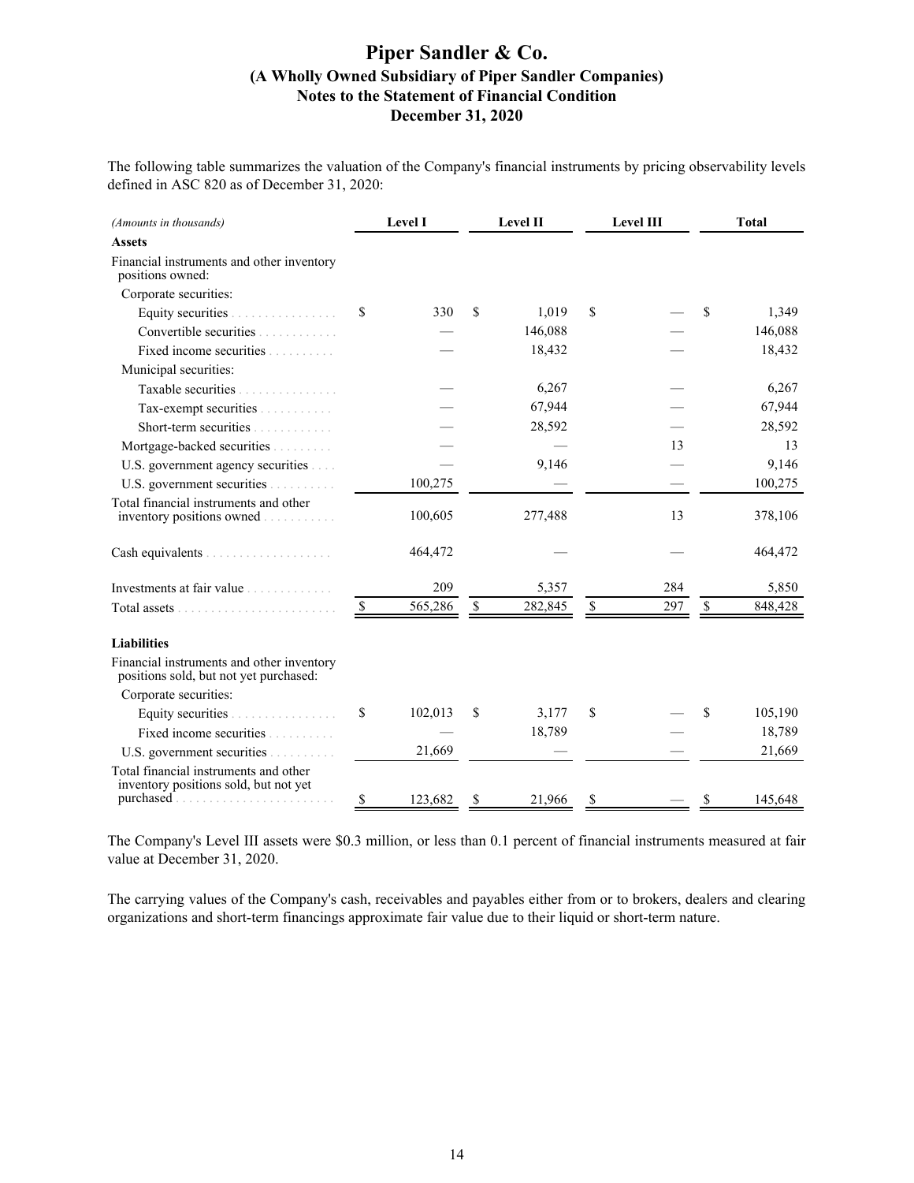The following table summarizes the valuation of the Company's financial instruments by pricing observability levels defined in ASC 820 as of December 31, 2020:

| *(Amounts in thousands)* | Level I | Level II | Level III | Total |
|---|---|---|---|---|
| **Assets** | | | | |
| Financial instruments and other inventory positions owned: | | | | |
| Corporate securities: | | | | |
| Equity securities | $ 330 | $ 1,019 | $ — | $ 1,349 |
| Convertible securities | — | 146,088 | — | 146,088 |
| Fixed income securities | — | 18,432 | — | 18,432 |
| Municipal securities: | | | | |
| Taxable securities | — | 6,267 | — | 6,267 |
| Tax-exempt securities | — | 67,944 | — | 67,944 |
| Short-term securities | — | 28,592 | — | 28,592 |
| Mortgage-backed securities | — | — | 13 | 13 |
| U.S. government agency securities | — | 9,146 | — | 9,146 |
| U.S. government securities | 100,275 | — | — | 100,275 |
| Total financial instruments and other inventory positions owned | 100,605 | 277,488 | 13 | 378,106 |
| Cash equivalents | 464,472 | — | — | 464,472 |
| Investments at fair value | 209 | 5,357 | 284 | 5,850 |
| Total assets | $ 565,286 | $ 282,845 | $ 297 | $ 848,428 |
| **Liabilities** | | | | |
| Financial instruments and other inventory positions sold, but not yet purchased: | | | | |
| Corporate securities: | | | | |
| Equity securities | $ 102,013 | $ 3,177 | $ — | $ 105,190 |
| Fixed income securities | — | 18,789 | — | 18,789 |
| U.S. government securities | 21,669 | — | — | 21,669 |
| Total financial instruments and other inventory positions sold, but not yet purchased | $ 123,682 | $ 21,966 | $ — | $ 145,648 |

The Company's Level III assets were $0.3 million, or less than 0.1 percent of financial instruments measured at fair value at December 31, 2020.

The carrying values of the Company's cash, receivables and payables either from or to brokers, dealers and clearing organizations and short-term financings approximate fair value due to their liquid or short-term nature.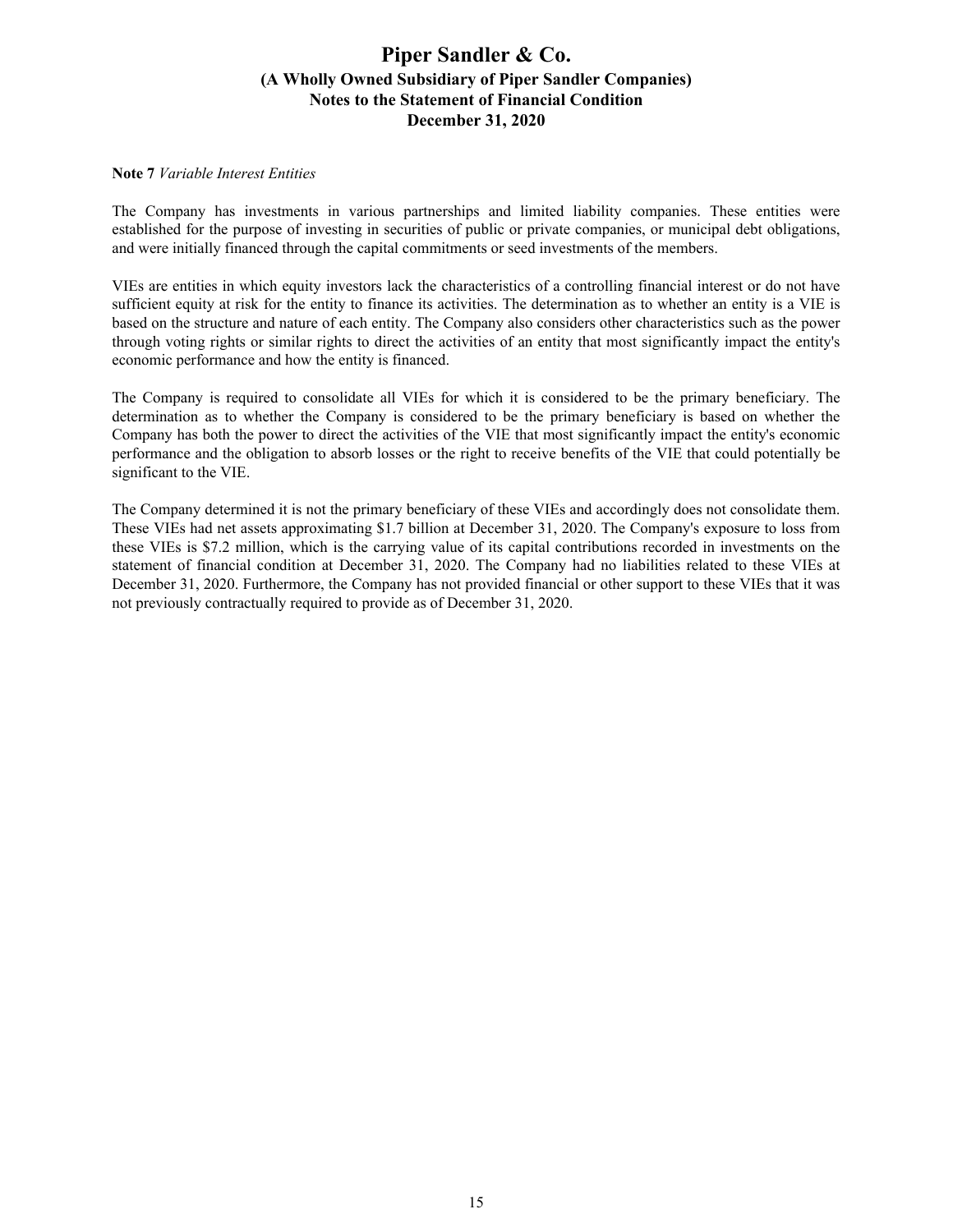**Note 7** *Variable Interest Entities*

The Company has investments in various partnerships and limited liability companies. These entities were established for the purpose of investing in securities of public or private companies, or municipal debt obligations, and were initially financed through the capital commitments or seed investments of the members.

VIEs are entities in which equity investors lack the characteristics of a controlling financial interest or do not have sufficient equity at risk for the entity to finance its activities. The determination as to whether an entity is a VIE is based on the structure and nature of each entity. The Company also considers other characteristics such as the power through voting rights or similar rights to direct the activities of an entity that most significantly impact the entity's economic performance and how the entity is financed.

The Company is required to consolidate all VIEs for which it is considered to be the primary beneficiary. The determination as to whether the Company is considered to be the primary beneficiary is based on whether the Company has both the power to direct the activities of the VIE that most significantly impact the entity's economic performance and the obligation to absorb losses or the right to receive benefits of the VIE that could potentially be significant to the VIE.

The Company determined it is not the primary beneficiary of these VIEs and accordingly does not consolidate them. These VIEs had net assets approximating $1.7 billion at December 31, 2020. The Company's exposure to loss from these VIEs is $7.2 million, which is the carrying value of its capital contributions recorded in investments on the statement of financial condition at December 31, 2020. The Company had no liabilities related to these VIEs at December 31, 2020. Furthermore, the Company has not provided financial or other support to these VIEs that it was not previously contractually required to provide as of December 31, 2020.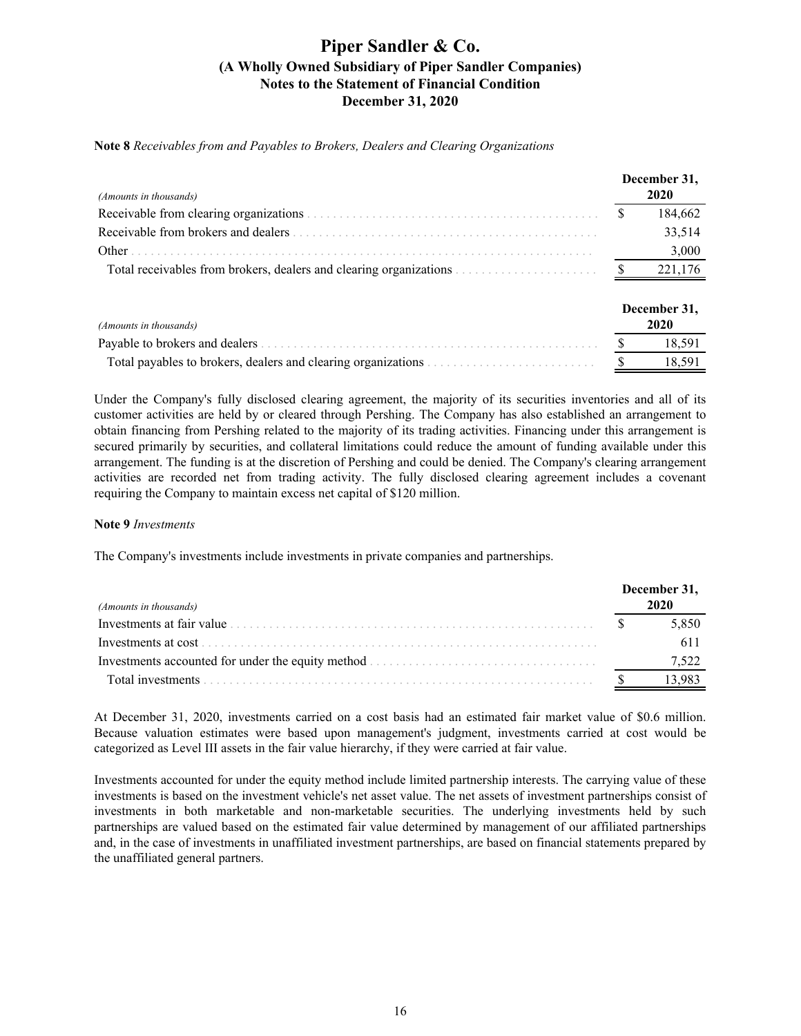# Piper Sandler & Co.
## (A Wholly Owned Subsidiary of Piper Sandler Companies)
## Notes to the Statement of Financial Condition
## December 31, 2020

**Note 8** *Receivables from and Payables to Brokers, Dealers and Clearing Organizations*

| *(Amounts in thousands)* | December 31, 2020 |
|---|---|
| Receivable from clearing organizations | $ 184,662 |
| Receivable from brokers and dealers | 33,514 |
| Other | 3,000 |
| Total receivables from brokers, dealers and clearing organizations | $ 221,176 |

| *(Amounts in thousands)* | December 31, 2020 |
|---|---|
| Payable to brokers and dealers | $ 18,591 |
| Total payables to brokers, dealers and clearing organizations | $ 18,591 |

Under the Company's fully disclosed clearing agreement, the majority of its securities inventories and all of its customer activities are held by or cleared through Pershing. The Company has also established an arrangement to obtain financing from Pershing related to the majority of its trading activities. Financing under this arrangement is secured primarily by securities, and collateral limitations could reduce the amount of funding available under this arrangement. The funding is at the discretion of Pershing and could be denied. The Company's clearing arrangement activities are recorded net from trading activity. The fully disclosed clearing agreement includes a covenant requiring the Company to maintain excess net capital of $120 million.

**Note 9** *Investments*

The Company's investments include investments in private companies and partnerships.

| *(Amounts in thousands)* | December 31, 2020 |
|---|---|
| Investments at fair value | $ 5,850 |
| Investments at cost | 611 |
| Investments accounted for under the equity method | 7,522 |
| Total investments | $ 13,983 |

At December 31, 2020, investments carried on a cost basis had an estimated fair market value of $0.6 million. Because valuation estimates were based upon management's judgment, investments carried at cost would be categorized as Level III assets in the fair value hierarchy, if they were carried at fair value.

Investments accounted for under the equity method include limited partnership interests. The carrying value of these investments is based on the investment vehicle's net asset value. The net assets of investment partnerships consist of investments in both marketable and non-marketable securities. The underlying investments held by such partnerships are valued based on the estimated fair value determined by management of our affiliated partnerships and, in the case of investments in unaffiliated investment partnerships, are based on financial statements prepared by the unaffiliated general partners.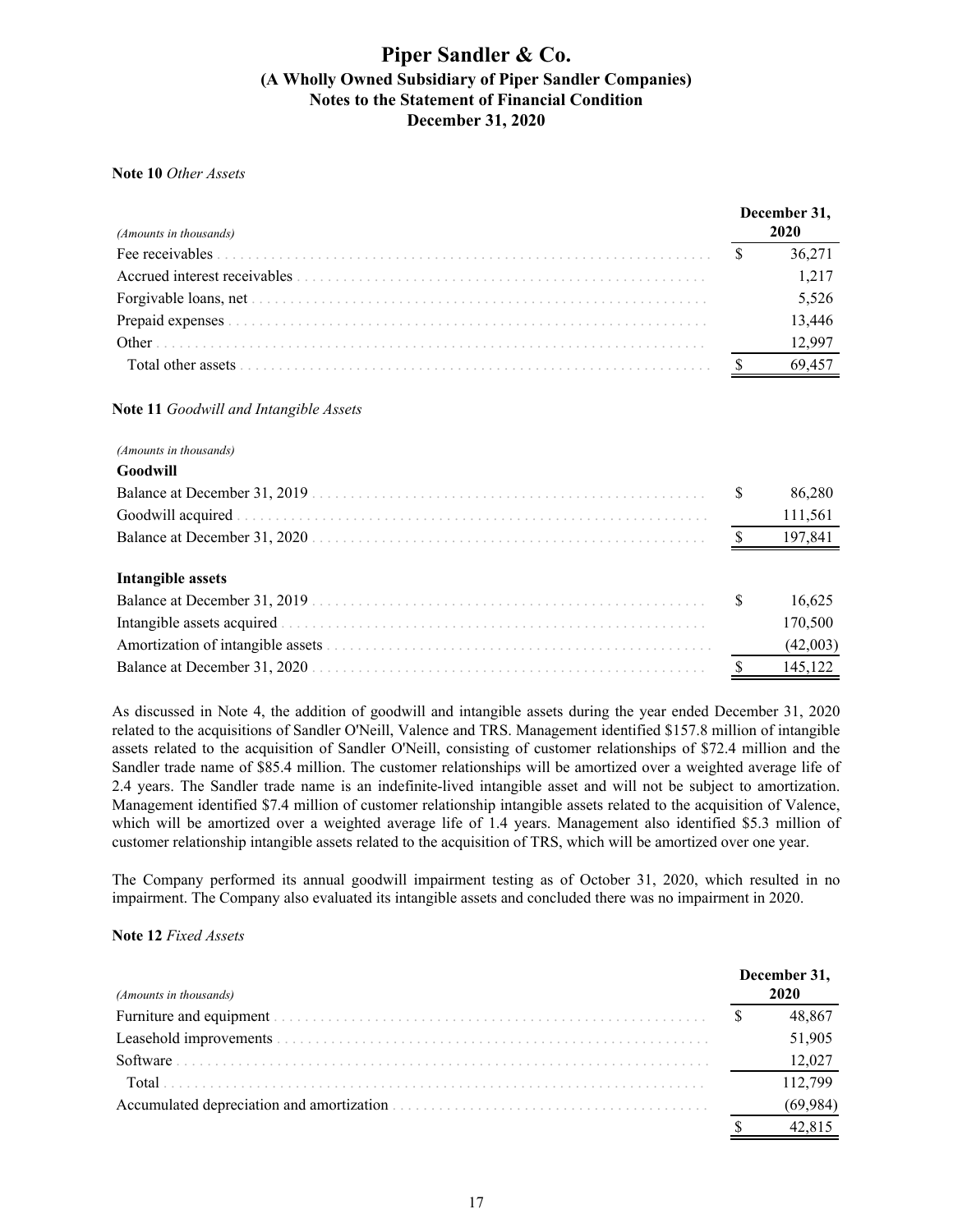# Piper Sandler & Co.

## (A Wholly Owned Subsidiary of Piper Sandler Companies)

## Notes to the Statement of Financial Condition

## December 31, 2020

**Note 10** *Other Assets*

| *(Amounts in thousands)* | December 31, 2020 |
|---|---|
| Fee receivables | $ 36,271 |
| Accrued interest receivables | 1,217 |
| Forgivable loans, net | 5,526 |
| Prepaid expenses | 13,446 |
| Other | 12,997 |
| Total other assets | $ 69,457 |

**Note 11** *Goodwill and Intangible Assets*

| *(Amounts in thousands)* | |
|---|---|
| **Goodwill** | |
| Balance at December 31, 2019 | $ 86,280 |
| Goodwill acquired | 111,561 |
| Balance at December 31, 2020 | $ 197,841 |
| | |
| **Intangible assets** | |
| Balance at December 31, 2019 | $ 16,625 |
| Intangible assets acquired | 170,500 |
| Amortization of intangible assets | (42,003) |
| Balance at December 31, 2020 | $ 145,122 |

As discussed in Note 4, the addition of goodwill and intangible assets during the year ended December 31, 2020 related to the acquisitions of Sandler O'Neill, Valence and TRS. Management identified $157.8 million of intangible assets related to the acquisition of Sandler O'Neill, consisting of customer relationships of $72.4 million and the Sandler trade name of $85.4 million. The customer relationships will be amortized over a weighted average life of 2.4 years. The Sandler trade name is an indefinite-lived intangible asset and will not be subject to amortization. Management identified $7.4 million of customer relationship intangible assets related to the acquisition of Valence, which will be amortized over a weighted average life of 1.4 years. Management also identified $5.3 million of customer relationship intangible assets related to the acquisition of TRS, which will be amortized over one year.

The Company performed its annual goodwill impairment testing as of October 31, 2020, which resulted in no impairment. The Company also evaluated its intangible assets and concluded there was no impairment in 2020.

**Note 12** *Fixed Assets*

| *(Amounts in thousands)* | December 31, 2020 |
|---|---|
| Furniture and equipment | $ 48,867 |
| Leasehold improvements | 51,905 |
| Software | 12,027 |
| Total | 112,799 |
| Accumulated depreciation and amortization | (69,984) |
| | $ 42,815 |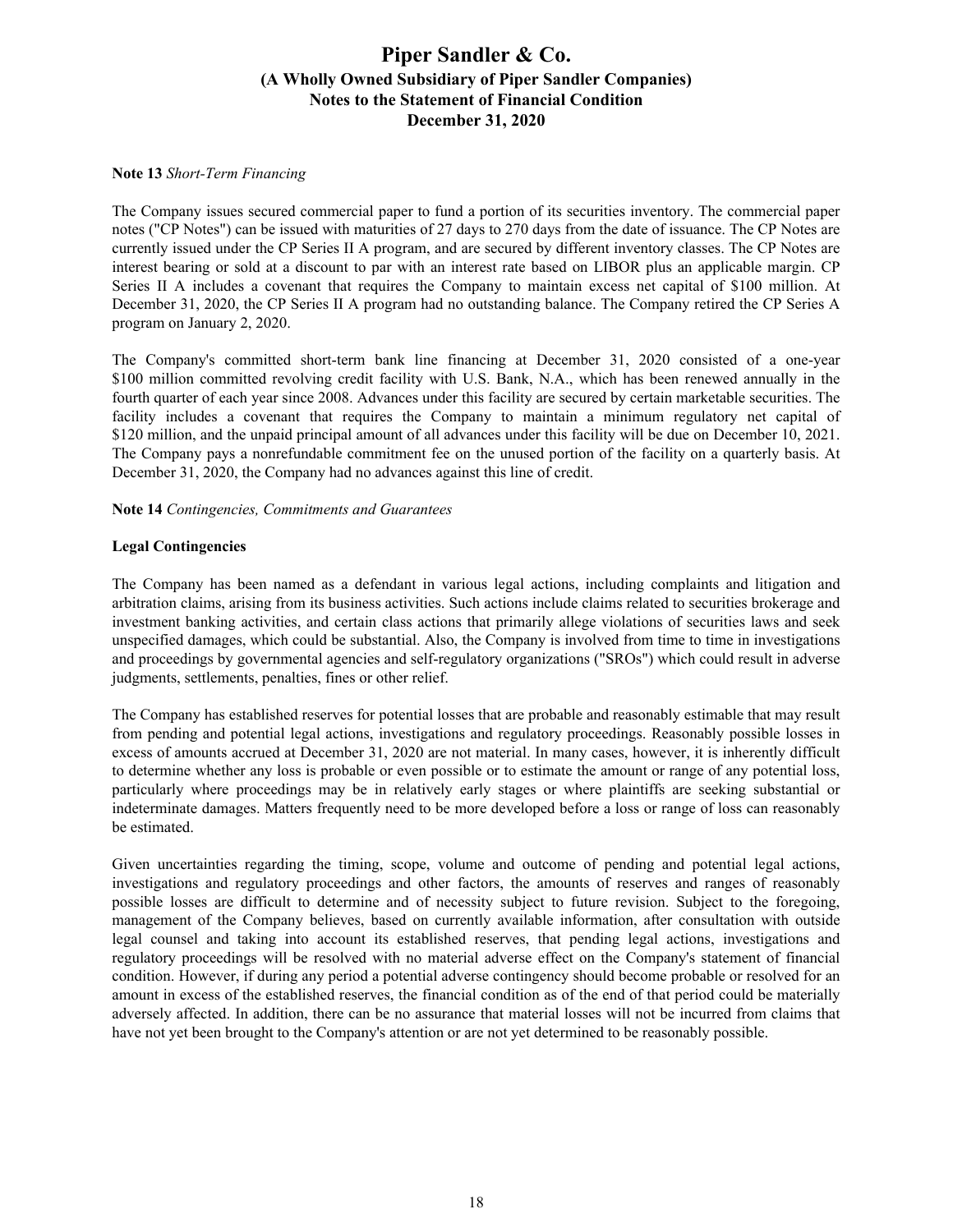**Note 13** *Short-Term Financing*

The Company issues secured commercial paper to fund a portion of its securities inventory. The commercial paper notes ("CP Notes") can be issued with maturities of 27 days to 270 days from the date of issuance. The CP Notes are currently issued under the CP Series II A program, and are secured by different inventory classes. The CP Notes are interest bearing or sold at a discount to par with an interest rate based on LIBOR plus an applicable margin. CP Series II A includes a covenant that requires the Company to maintain excess net capital of $100 million. At December 31, 2020, the CP Series II A program had no outstanding balance. The Company retired the CP Series A program on January 2, 2020.

The Company's committed short-term bank line financing at December 31, 2020 consisted of a one-year $100 million committed revolving credit facility with U.S. Bank, N.A., which has been renewed annually in the fourth quarter of each year since 2008. Advances under this facility are secured by certain marketable securities. The facility includes a covenant that requires the Company to maintain a minimum regulatory net capital of $120 million, and the unpaid principal amount of all advances under this facility will be due on December 10, 2021. The Company pays a nonrefundable commitment fee on the unused portion of the facility on a quarterly basis. At December 31, 2020, the Company had no advances against this line of credit.

**Note 14** *Contingencies, Commitments and Guarantees*

**Legal Contingencies**

The Company has been named as a defendant in various legal actions, including complaints and litigation and arbitration claims, arising from its business activities. Such actions include claims related to securities brokerage and investment banking activities, and certain class actions that primarily allege violations of securities laws and seek unspecified damages, which could be substantial. Also, the Company is involved from time to time in investigations and proceedings by governmental agencies and self-regulatory organizations ("SROs") which could result in adverse judgments, settlements, penalties, fines or other relief.

The Company has established reserves for potential losses that are probable and reasonably estimable that may result from pending and potential legal actions, investigations and regulatory proceedings. Reasonably possible losses in excess of amounts accrued at December 31, 2020 are not material. In many cases, however, it is inherently difficult to determine whether any loss is probable or even possible or to estimate the amount or range of any potential loss, particularly where proceedings may be in relatively early stages or where plaintiffs are seeking substantial or indeterminate damages. Matters frequently need to be more developed before a loss or range of loss can reasonably be estimated.

Given uncertainties regarding the timing, scope, volume and outcome of pending and potential legal actions, investigations and regulatory proceedings and other factors, the amounts of reserves and ranges of reasonably possible losses are difficult to determine and of necessity subject to future revision. Subject to the foregoing, management of the Company believes, based on currently available information, after consultation with outside legal counsel and taking into account its established reserves, that pending legal actions, investigations and regulatory proceedings will be resolved with no material adverse effect on the Company's statement of financial condition. However, if during any period a potential adverse contingency should become probable or resolved for an amount in excess of the established reserves, the financial condition as of the end of that period could be materially adversely affected. In addition, there can be no assurance that material losses will not be incurred from claims that have not yet been brought to the Company's attention or are not yet determined to be reasonably possible.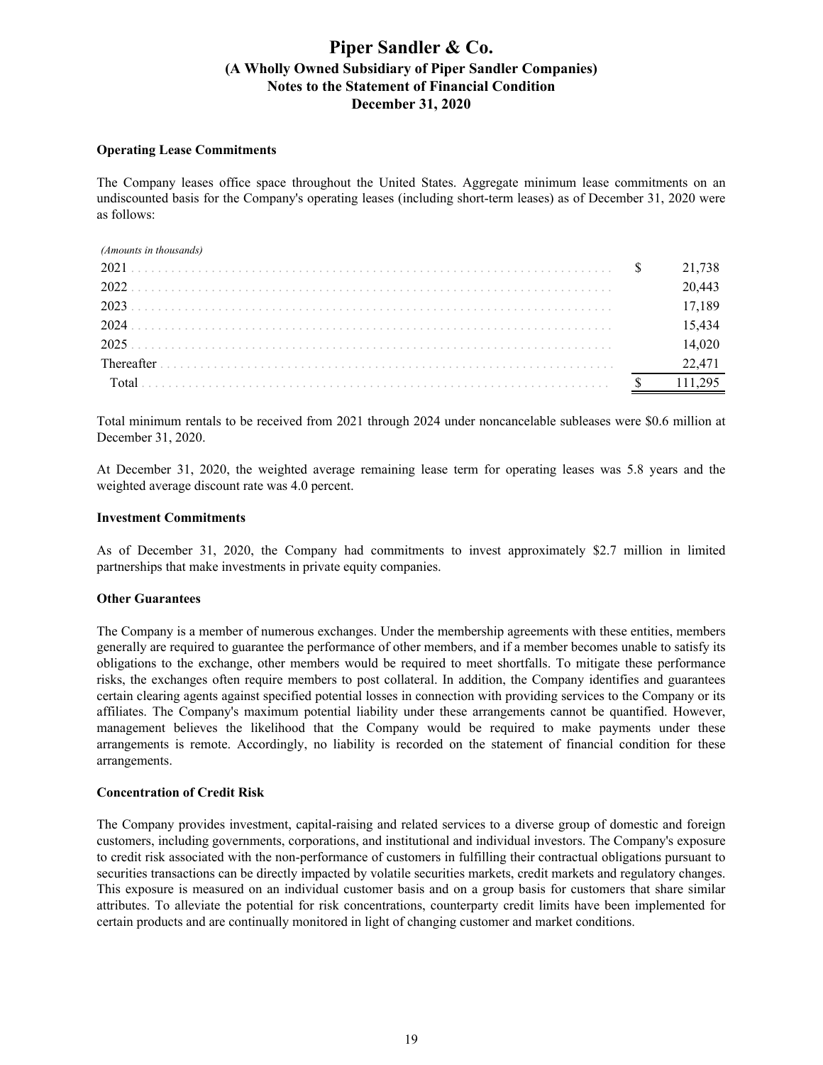### Operating Lease Commitments

The Company leases office space throughout the United States. Aggregate minimum lease commitments on an undiscounted basis for the Company's operating leases (including short-term leases) as of December 31, 2020 were as follows:

| *(Amounts in thousands)* | |
|---|---|
| 2021 | $ 21,738 |
| 2022 | 20,443 |
| 2023 | 17,189 |
| 2024 | 15,434 |
| 2025 | 14,020 |
| Thereafter | 22,471 |
| Total | $ 111,295 |

Total minimum rentals to be received from 2021 through 2024 under noncancelable subleases were $0.6 million at December 31, 2020.

At December 31, 2020, the weighted average remaining lease term for operating leases was 5.8 years and the weighted average discount rate was 4.0 percent.

### Investment Commitments

As of December 31, 2020, the Company had commitments to invest approximately $2.7 million in limited partnerships that make investments in private equity companies.

### Other Guarantees

The Company is a member of numerous exchanges. Under the membership agreements with these entities, members generally are required to guarantee the performance of other members, and if a member becomes unable to satisfy its obligations to the exchange, other members would be required to meet shortfalls. To mitigate these performance risks, the exchanges often require members to post collateral. In addition, the Company identifies and guarantees certain clearing agents against specified potential losses in connection with providing services to the Company or its affiliates. The Company's maximum potential liability under these arrangements cannot be quantified. However, management believes the likelihood that the Company would be required to make payments under these arrangements is remote. Accordingly, no liability is recorded on the statement of financial condition for these arrangements.

### Concentration of Credit Risk

The Company provides investment, capital-raising and related services to a diverse group of domestic and foreign customers, including governments, corporations, and institutional and individual investors. The Company's exposure to credit risk associated with the non-performance of customers in fulfilling their contractual obligations pursuant to securities transactions can be directly impacted by volatile securities markets, credit markets and regulatory changes. This exposure is measured on an individual customer basis and on a group basis for customers that share similar attributes. To alleviate the potential for risk concentrations, counterparty credit limits have been implemented for certain products and are continually monitored in light of changing customer and market conditions.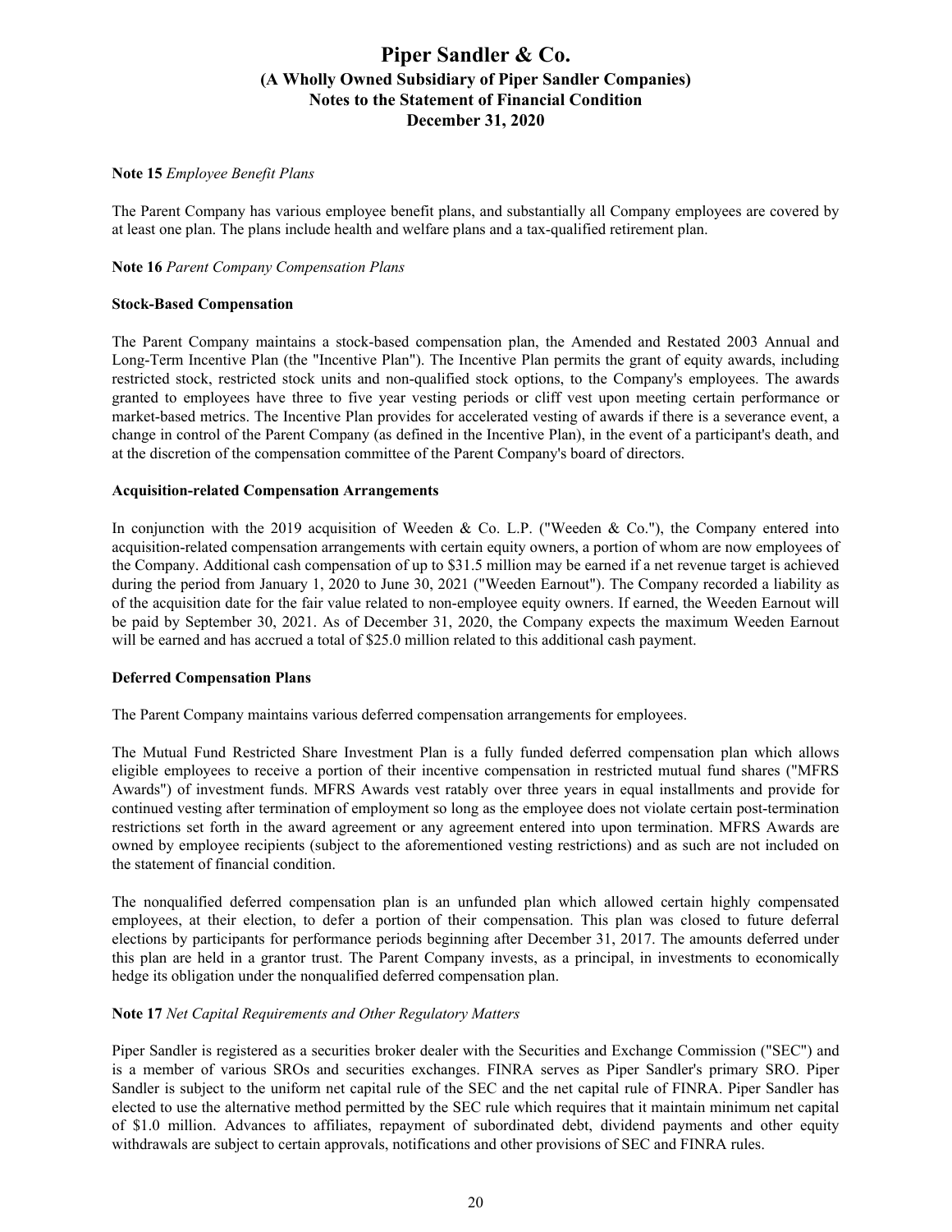**Note 15** *Employee Benefit Plans*

The Parent Company has various employee benefit plans, and substantially all Company employees are covered by at least one plan. The plans include health and welfare plans and a tax-qualified retirement plan.

**Note 16** *Parent Company Compensation Plans*

**Stock-Based Compensation**

The Parent Company maintains a stock-based compensation plan, the Amended and Restated 2003 Annual and Long-Term Incentive Plan (the "Incentive Plan"). The Incentive Plan permits the grant of equity awards, including restricted stock, restricted stock units and non-qualified stock options, to the Company's employees. The awards granted to employees have three to five year vesting periods or cliff vest upon meeting certain performance or market-based metrics. The Incentive Plan provides for accelerated vesting of awards if there is a severance event, a change in control of the Parent Company (as defined in the Incentive Plan), in the event of a participant's death, and at the discretion of the compensation committee of the Parent Company's board of directors.

**Acquisition-related Compensation Arrangements**

In conjunction with the 2019 acquisition of Weeden & Co. L.P. ("Weeden & Co."), the Company entered into acquisition-related compensation arrangements with certain equity owners, a portion of whom are now employees of the Company. Additional cash compensation of up to $31.5 million may be earned if a net revenue target is achieved during the period from January 1, 2020 to June 30, 2021 ("Weeden Earnout"). The Company recorded a liability as of the acquisition date for the fair value related to non-employee equity owners. If earned, the Weeden Earnout will be paid by September 30, 2021. As of December 31, 2020, the Company expects the maximum Weeden Earnout will be earned and has accrued a total of $25.0 million related to this additional cash payment.

**Deferred Compensation Plans**

The Parent Company maintains various deferred compensation arrangements for employees.

The Mutual Fund Restricted Share Investment Plan is a fully funded deferred compensation plan which allows eligible employees to receive a portion of their incentive compensation in restricted mutual fund shares ("MFRS Awards") of investment funds. MFRS Awards vest ratably over three years in equal installments and provide for continued vesting after termination of employment so long as the employee does not violate certain post-termination restrictions set forth in the award agreement or any agreement entered into upon termination. MFRS Awards are owned by employee recipients (subject to the aforementioned vesting restrictions) and as such are not included on the statement of financial condition.

The nonqualified deferred compensation plan is an unfunded plan which allowed certain highly compensated employees, at their election, to defer a portion of their compensation. This plan was closed to future deferral elections by participants for performance periods beginning after December 31, 2017. The amounts deferred under this plan are held in a grantor trust. The Parent Company invests, as a principal, in investments to economically hedge its obligation under the nonqualified deferred compensation plan.

**Note 17** *Net Capital Requirements and Other Regulatory Matters*

Piper Sandler is registered as a securities broker dealer with the Securities and Exchange Commission ("SEC") and is a member of various SROs and securities exchanges. FINRA serves as Piper Sandler's primary SRO. Piper Sandler is subject to the uniform net capital rule of the SEC and the net capital rule of FINRA. Piper Sandler has elected to use the alternative method permitted by the SEC rule which requires that it maintain minimum net capital of $1.0 million. Advances to affiliates, repayment of subordinated debt, dividend payments and other equity withdrawals are subject to certain approvals, notifications and other provisions of SEC and FINRA rules.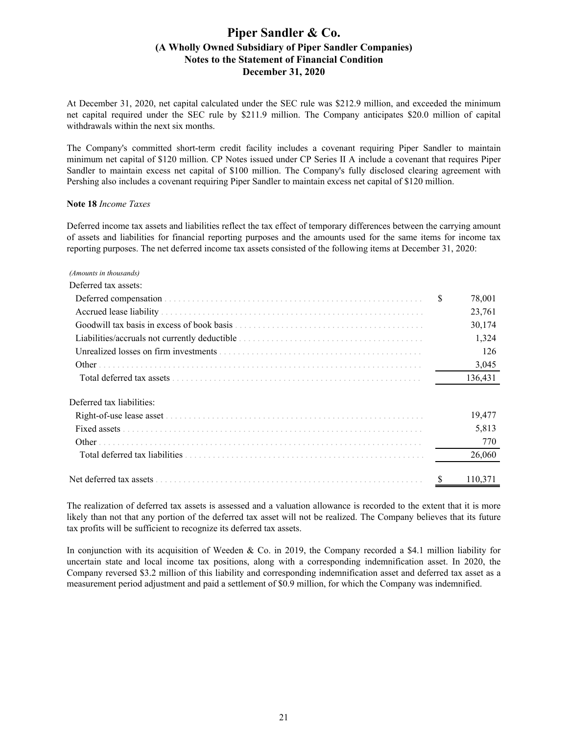At December 31, 2020, net capital calculated under the SEC rule was $212.9 million, and exceeded the minimum net capital required under the SEC rule by $211.9 million. The Company anticipates $20.0 million of capital withdrawals within the next six months.

The Company's committed short-term credit facility includes a covenant requiring Piper Sandler to maintain minimum net capital of $120 million. CP Notes issued under CP Series II A include a covenant that requires Piper Sandler to maintain excess net capital of $100 million. The Company's fully disclosed clearing agreement with Pershing also includes a covenant requiring Piper Sandler to maintain excess net capital of $120 million.

**Note 18** *Income Taxes*

Deferred income tax assets and liabilities reflect the tax effect of temporary differences between the carrying amount of assets and liabilities for financial reporting purposes and the amounts used for the same items for income tax reporting purposes. The net deferred income tax assets consisted of the following items at December 31, 2020:

| *(Amounts in thousands)* | |
|---|---|
| Deferred tax assets: | |
| Deferred compensation | $ 78,001 |
| Accrued lease liability | 23,761 |
| Goodwill tax basis in excess of book basis | 30,174 |
| Liabilities/accruals not currently deductible | 1,324 |
| Unrealized losses on firm investments | 126 |
| Other | 3,045 |
| Total deferred tax assets | 136,431 |
| Deferred tax liabilities: | |
| Right-of-use lease asset | 19,477 |
| Fixed assets | 5,813 |
| Other | 770 |
| Total deferred tax liabilities | 26,060 |
| Net deferred tax assets | $ 110,371 |

The realization of deferred tax assets is assessed and a valuation allowance is recorded to the extent that it is more likely than not that any portion of the deferred tax asset will not be realized. The Company believes that its future tax profits will be sufficient to recognize its deferred tax assets.

In conjunction with its acquisition of Weeden & Co. in 2019, the Company recorded a $4.1 million liability for uncertain state and local income tax positions, along with a corresponding indemnification asset. In 2020, the Company reversed $3.2 million of this liability and corresponding indemnification asset and deferred tax asset as a measurement period adjustment and paid a settlement of $0.9 million, for which the Company was indemnified.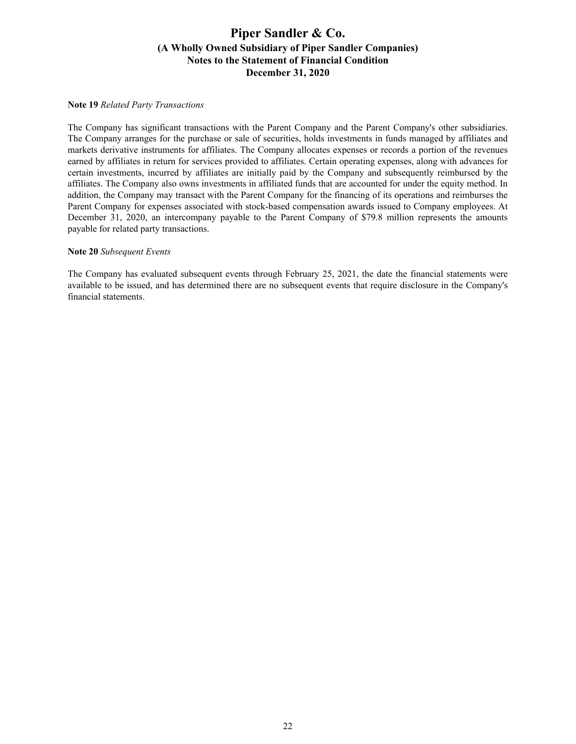**Note 19** *Related Party Transactions*

The Company has significant transactions with the Parent Company and the Parent Company's other subsidiaries. The Company arranges for the purchase or sale of securities, holds investments in funds managed by affiliates and markets derivative instruments for affiliates. The Company allocates expenses or records a portion of the revenues earned by affiliates in return for services provided to affiliates. Certain operating expenses, along with advances for certain investments, incurred by affiliates are initially paid by the Company and subsequently reimbursed by the affiliates. The Company also owns investments in affiliated funds that are accounted for under the equity method. In addition, the Company may transact with the Parent Company for the financing of its operations and reimburses the Parent Company for expenses associated with stock-based compensation awards issued to Company employees. At December 31, 2020, an intercompany payable to the Parent Company of $79.8 million represents the amounts payable for related party transactions.

**Note 20** *Subsequent Events*

The Company has evaluated subsequent events through February 25, 2021, the date the financial statements were available to be issued, and has determined there are no subsequent events that require disclosure in the Company's financial statements.